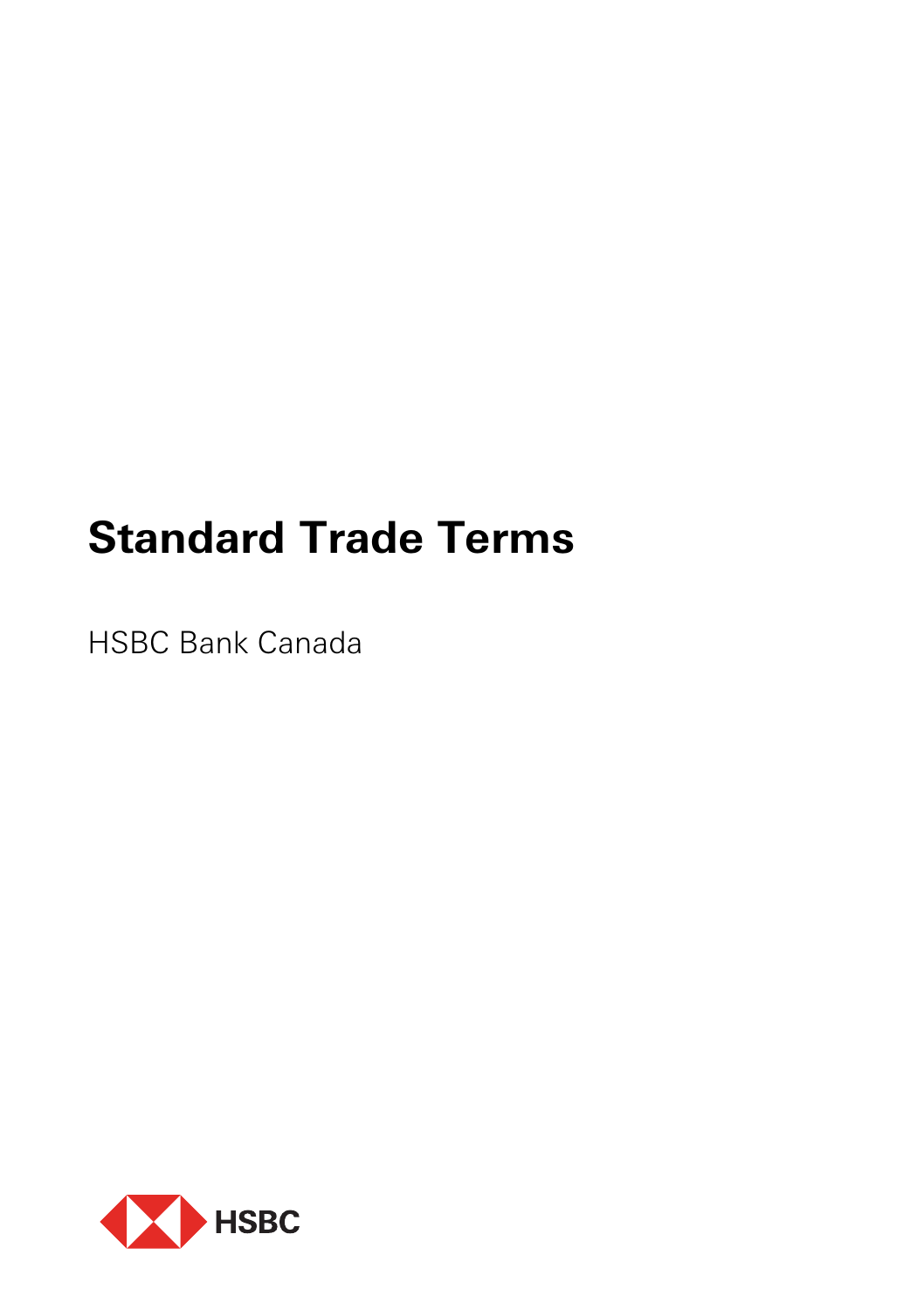# Standard Trade Terms

HSBC Bank Canada

HSBC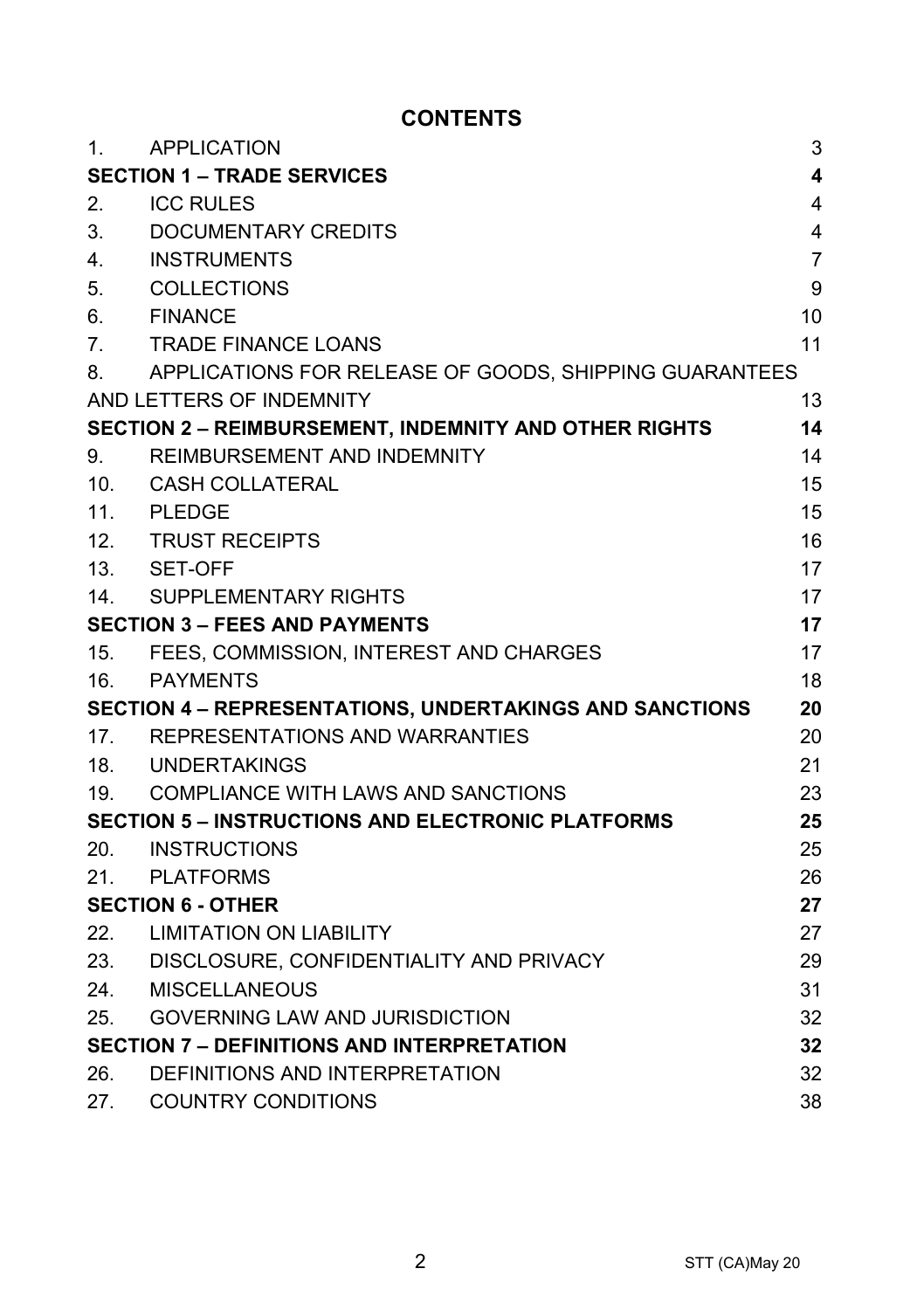# CONTENTS

| | | |
|---|---|---|
| 1. | APPLICATION | 3 |
| **SECTION 1 – TRADE SERVICES** | | **4** |
| 2. | ICC RULES | 4 |
| 3. | DOCUMENTARY CREDITS | 4 |
| 4. | INSTRUMENTS | 7 |
| 5. | COLLECTIONS | 9 |
| 6. | FINANCE | 10 |
| 7. | TRADE FINANCE LOANS | 11 |
| 8. | APPLICATIONS FOR RELEASE OF GOODS, SHIPPING GUARANTEES AND LETTERS OF INDEMNITY | 13 |
| **SECTION 2 – REIMBURSEMENT, INDEMNITY AND OTHER RIGHTS** | | **14** |
| 9. | REIMBURSEMENT AND INDEMNITY | 14 |
| 10. | CASH COLLATERAL | 15 |
| 11. | PLEDGE | 15 |
| 12. | TRUST RECEIPTS | 16 |
| 13. | SET-OFF | 17 |
| 14. | SUPPLEMENTARY RIGHTS | 17 |
| **SECTION 3 – FEES AND PAYMENTS** | | **17** |
| 15. | FEES, COMMISSION, INTEREST AND CHARGES | 17 |
| 16. | PAYMENTS | 18 |
| **SECTION 4 – REPRESENTATIONS, UNDERTAKINGS AND SANCTIONS** | | **20** |
| 17. | REPRESENTATIONS AND WARRANTIES | 20 |
| 18. | UNDERTAKINGS | 21 |
| 19. | COMPLIANCE WITH LAWS AND SANCTIONS | 23 |
| **SECTION 5 – INSTRUCTIONS AND ELECTRONIC PLATFORMS** | | **25** |
| 20. | INSTRUCTIONS | 25 |
| 21. | PLATFORMS | 26 |
| **SECTION 6 - OTHER** | | **27** |
| 22. | LIMITATION ON LIABILITY | 27 |
| 23. | DISCLOSURE, CONFIDENTIALITY AND PRIVACY | 29 |
| 24. | MISCELLANEOUS | 31 |
| 25. | GOVERNING LAW AND JURISDICTION | 32 |
| **SECTION 7 – DEFINITIONS AND INTERPRETATION** | | **32** |
| 26. | DEFINITIONS AND INTERPRETATION | 32 |
| 27. | COUNTRY CONDITIONS | 38 |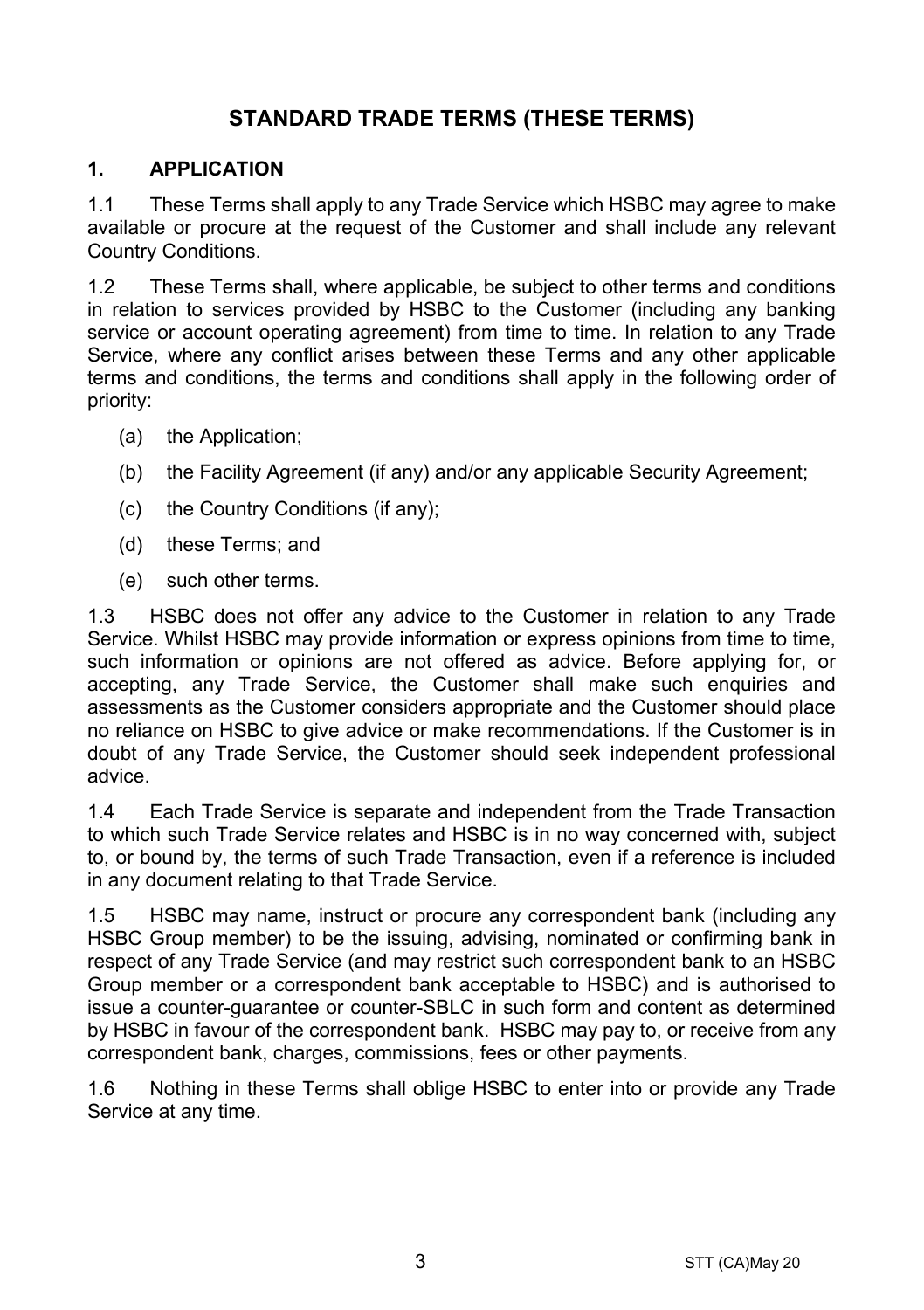# STANDARD TRADE TERMS (THESE TERMS)

## 1. APPLICATION

1.1 These Terms shall apply to any Trade Service which HSBC may agree to make available or procure at the request of the Customer and shall include any relevant Country Conditions.

1.2 These Terms shall, where applicable, be subject to other terms and conditions in relation to services provided by HSBC to the Customer (including any banking service or account operating agreement) from time to time. In relation to any Trade Service, where any conflict arises between these Terms and any other applicable terms and conditions, the terms and conditions shall apply in the following order of priority:

(a) the Application;

(b) the Facility Agreement (if any) and/or any applicable Security Agreement;

(c) the Country Conditions (if any);

(d) these Terms; and

(e) such other terms.

1.3 HSBC does not offer any advice to the Customer in relation to any Trade Service. Whilst HSBC may provide information or express opinions from time to time, such information or opinions are not offered as advice. Before applying for, or accepting, any Trade Service, the Customer shall make such enquiries and assessments as the Customer considers appropriate and the Customer should place no reliance on HSBC to give advice or make recommendations. If the Customer is in doubt of any Trade Service, the Customer should seek independent professional advice.

1.4 Each Trade Service is separate and independent from the Trade Transaction to which such Trade Service relates and HSBC is in no way concerned with, subject to, or bound by, the terms of such Trade Transaction, even if a reference is included in any document relating to that Trade Service.

1.5 HSBC may name, instruct or procure any correspondent bank (including any HSBC Group member) to be the issuing, advising, nominated or confirming bank in respect of any Trade Service (and may restrict such correspondent bank to an HSBC Group member or a correspondent bank acceptable to HSBC) and is authorised to issue a counter-guarantee or counter-SBLC in such form and content as determined by HSBC in favour of the correspondent bank. HSBC may pay to, or receive from any correspondent bank, charges, commissions, fees or other payments.

1.6 Nothing in these Terms shall oblige HSBC to enter into or provide any Trade Service at any time.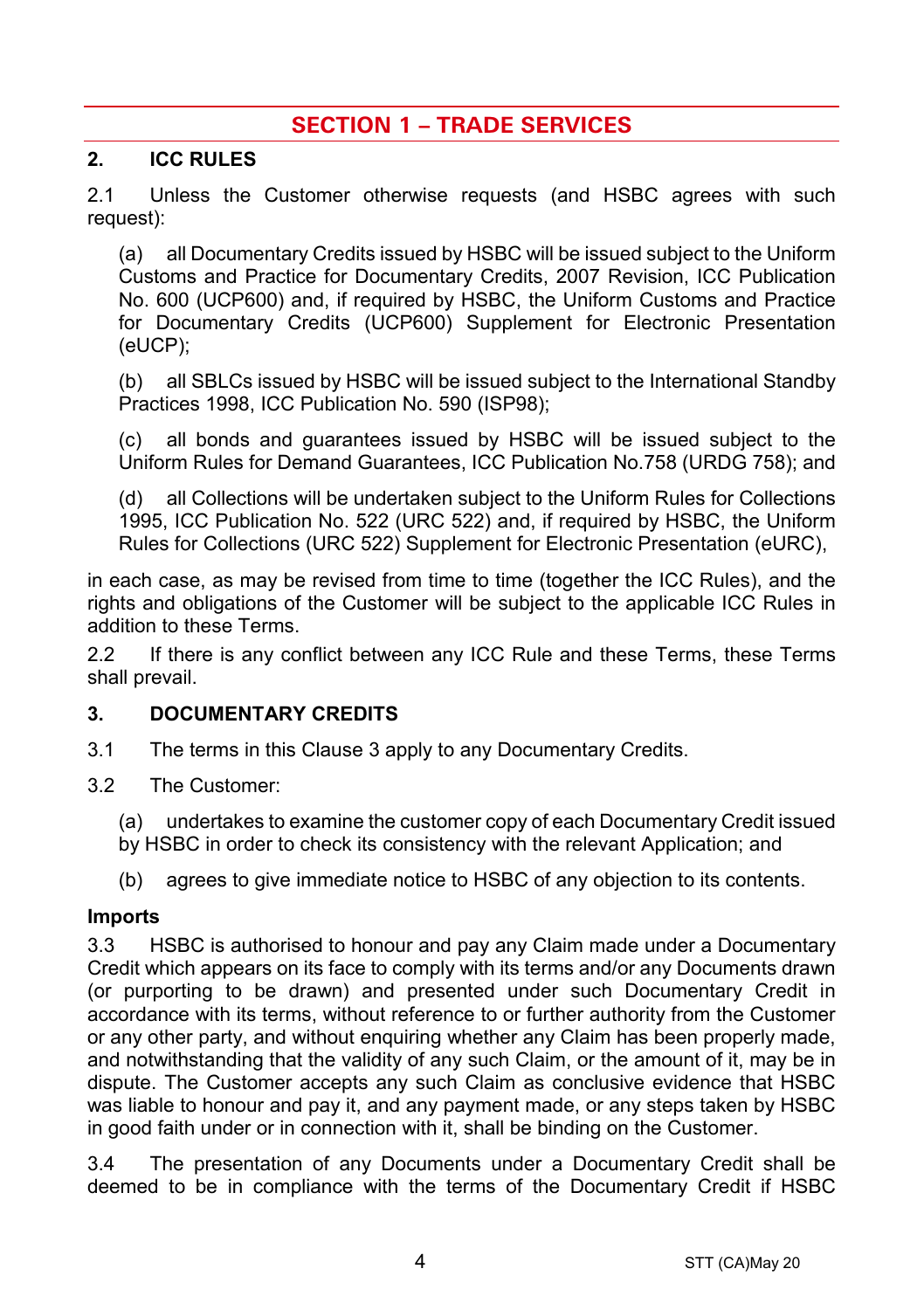# SECTION 1 – TRADE SERVICES

## 2. ICC RULES

2.1 Unless the Customer otherwise requests (and HSBC agrees with such request):

(a) all Documentary Credits issued by HSBC will be issued subject to the Uniform Customs and Practice for Documentary Credits, 2007 Revision, ICC Publication No. 600 (UCP600) and, if required by HSBC, the Uniform Customs and Practice for Documentary Credits (UCP600) Supplement for Electronic Presentation (eUCP);

(b) all SBLCs issued by HSBC will be issued subject to the International Standby Practices 1998, ICC Publication No. 590 (ISP98);

(c) all bonds and guarantees issued by HSBC will be issued subject to the Uniform Rules for Demand Guarantees, ICC Publication No.758 (URDG 758); and

(d) all Collections will be undertaken subject to the Uniform Rules for Collections 1995, ICC Publication No. 522 (URC 522) and, if required by HSBC, the Uniform Rules for Collections (URC 522) Supplement for Electronic Presentation (eURC),

in each case, as may be revised from time to time (together the ICC Rules), and the rights and obligations of the Customer will be subject to the applicable ICC Rules in addition to these Terms.

2.2 If there is any conflict between any ICC Rule and these Terms, these Terms shall prevail.

## 3. DOCUMENTARY CREDITS

3.1 The terms in this Clause 3 apply to any Documentary Credits.

3.2 The Customer:

(a) undertakes to examine the customer copy of each Documentary Credit issued by HSBC in order to check its consistency with the relevant Application; and

(b) agrees to give immediate notice to HSBC of any objection to its contents.

**Imports**

3.3 HSBC is authorised to honour and pay any Claim made under a Documentary Credit which appears on its face to comply with its terms and/or any Documents drawn (or purporting to be drawn) and presented under such Documentary Credit in accordance with its terms, without reference to or further authority from the Customer or any other party, and without enquiring whether any Claim has been properly made, and notwithstanding that the validity of any such Claim, or the amount of it, may be in dispute. The Customer accepts any such Claim as conclusive evidence that HSBC was liable to honour and pay it, and any payment made, or any steps taken by HSBC in good faith under or in connection with it, shall be binding on the Customer.

3.4 The presentation of any Documents under a Documentary Credit shall be deemed to be in compliance with the terms of the Documentary Credit if HSBC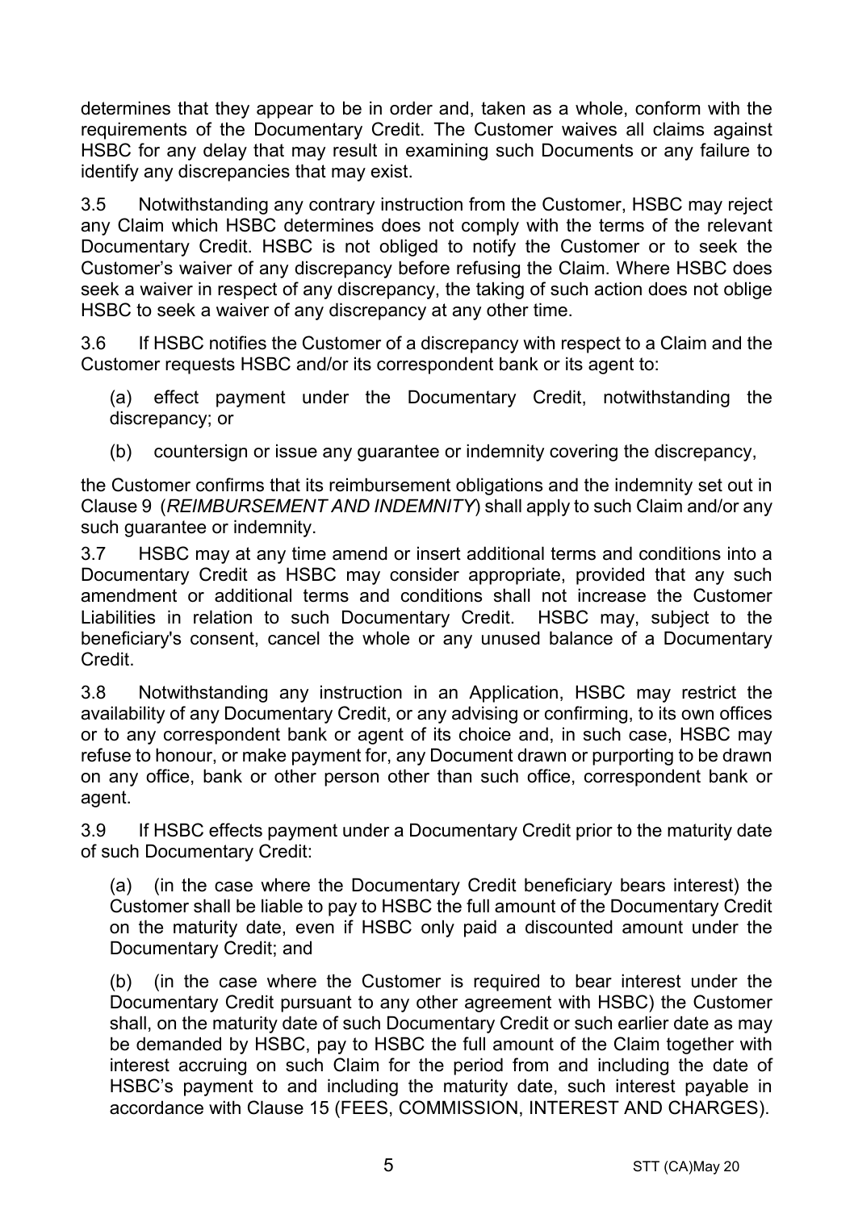determines that they appear to be in order and, taken as a whole, conform with the requirements of the Documentary Credit. The Customer waives all claims against HSBC for any delay that may result in examining such Documents or any failure to identify any discrepancies that may exist.

3.5 Notwithstanding any contrary instruction from the Customer, HSBC may reject any Claim which HSBC determines does not comply with the terms of the relevant Documentary Credit. HSBC is not obliged to notify the Customer or to seek the Customer's waiver of any discrepancy before refusing the Claim. Where HSBC does seek a waiver in respect of any discrepancy, the taking of such action does not oblige HSBC to seek a waiver of any discrepancy at any other time.

3.6 If HSBC notifies the Customer of a discrepancy with respect to a Claim and the Customer requests HSBC and/or its correspondent bank or its agent to:

(a) effect payment under the Documentary Credit, notwithstanding the discrepancy; or

(b) countersign or issue any guarantee or indemnity covering the discrepancy,

the Customer confirms that its reimbursement obligations and the indemnity set out in Clause 9 (*REIMBURSEMENT AND INDEMNITY*) shall apply to such Claim and/or any such guarantee or indemnity.

3.7 HSBC may at any time amend or insert additional terms and conditions into a Documentary Credit as HSBC may consider appropriate, provided that any such amendment or additional terms and conditions shall not increase the Customer Liabilities in relation to such Documentary Credit. HSBC may, subject to the beneficiary's consent, cancel the whole or any unused balance of a Documentary Credit.

3.8 Notwithstanding any instruction in an Application, HSBC may restrict the availability of any Documentary Credit, or any advising or confirming, to its own offices or to any correspondent bank or agent of its choice and, in such case, HSBC may refuse to honour, or make payment for, any Document drawn or purporting to be drawn on any office, bank or other person other than such office, correspondent bank or agent.

3.9 If HSBC effects payment under a Documentary Credit prior to the maturity date of such Documentary Credit:

(a) (in the case where the Documentary Credit beneficiary bears interest) the Customer shall be liable to pay to HSBC the full amount of the Documentary Credit on the maturity date, even if HSBC only paid a discounted amount under the Documentary Credit; and

(b) (in the case where the Customer is required to bear interest under the Documentary Credit pursuant to any other agreement with HSBC) the Customer shall, on the maturity date of such Documentary Credit or such earlier date as may be demanded by HSBC, pay to HSBC the full amount of the Claim together with interest accruing on such Claim for the period from and including the date of HSBC's payment to and including the maturity date, such interest payable in accordance with Clause 15 (FEES, COMMISSION, INTEREST AND CHARGES).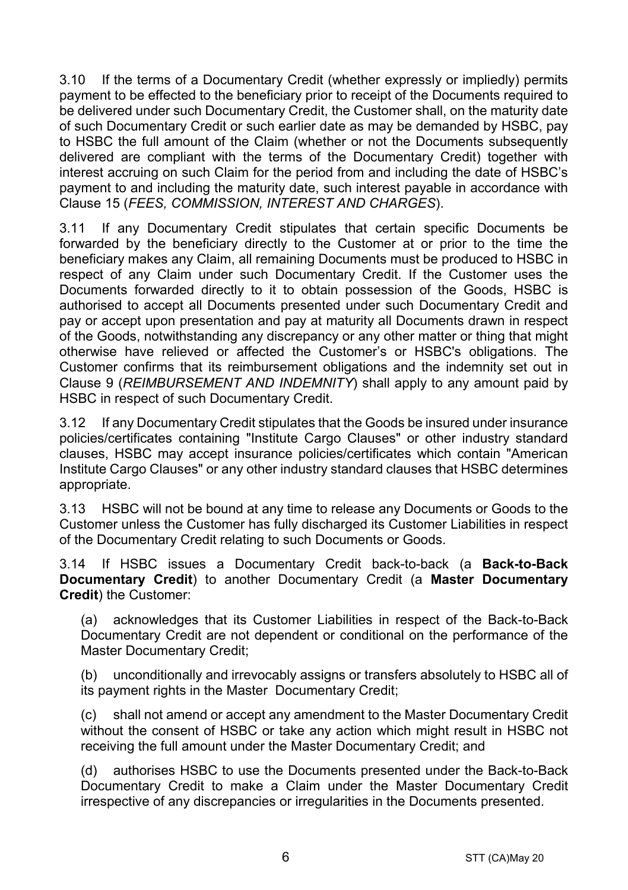3.10 If the terms of a Documentary Credit (whether expressly or impliedly) permits payment to be effected to the beneficiary prior to receipt of the Documents required to be delivered under such Documentary Credit, the Customer shall, on the maturity date of such Documentary Credit or such earlier date as may be demanded by HSBC, pay to HSBC the full amount of the Claim (whether or not the Documents subsequently delivered are compliant with the terms of the Documentary Credit) together with interest accruing on such Claim for the period from and including the date of HSBC's payment to and including the maturity date, such interest payable in accordance with Clause 15 (*FEES, COMMISSION, INTEREST AND CHARGES*).

3.11 If any Documentary Credit stipulates that certain specific Documents be forwarded by the beneficiary directly to the Customer at or prior to the time the beneficiary makes any Claim, all remaining Documents must be produced to HSBC in respect of any Claim under such Documentary Credit. If the Customer uses the Documents forwarded directly to it to obtain possession of the Goods, HSBC is authorised to accept all Documents presented under such Documentary Credit and pay or accept upon presentation and pay at maturity all Documents drawn in respect of the Goods, notwithstanding any discrepancy or any other matter or thing that might otherwise have relieved or affected the Customer's or HSBC's obligations. The Customer confirms that its reimbursement obligations and the indemnity set out in Clause 9 (*REIMBURSEMENT AND INDEMNITY*) shall apply to any amount paid by HSBC in respect of such Documentary Credit.

3.12 If any Documentary Credit stipulates that the Goods be insured under insurance policies/certificates containing "Institute Cargo Clauses" or other industry standard clauses, HSBC may accept insurance policies/certificates which contain "American Institute Cargo Clauses" or any other industry standard clauses that HSBC determines appropriate.

3.13 HSBC will not be bound at any time to release any Documents or Goods to the Customer unless the Customer has fully discharged its Customer Liabilities in respect of the Documentary Credit relating to such Documents or Goods.

3.14 If HSBC issues a Documentary Credit back-to-back (a **Back-to-Back Documentary Credit**) to another Documentary Credit (a **Master Documentary Credit**) the Customer:

(a) acknowledges that its Customer Liabilities in respect of the Back-to-Back Documentary Credit are not dependent or conditional on the performance of the Master Documentary Credit;

(b) unconditionally and irrevocably assigns or transfers absolutely to HSBC all of its payment rights in the Master Documentary Credit;

(c) shall not amend or accept any amendment to the Master Documentary Credit without the consent of HSBC or take any action which might result in HSBC not receiving the full amount under the Master Documentary Credit; and

(d) authorises HSBC to use the Documents presented under the Back-to-Back Documentary Credit to make a Claim under the Master Documentary Credit irrespective of any discrepancies or irregularities in the Documents presented.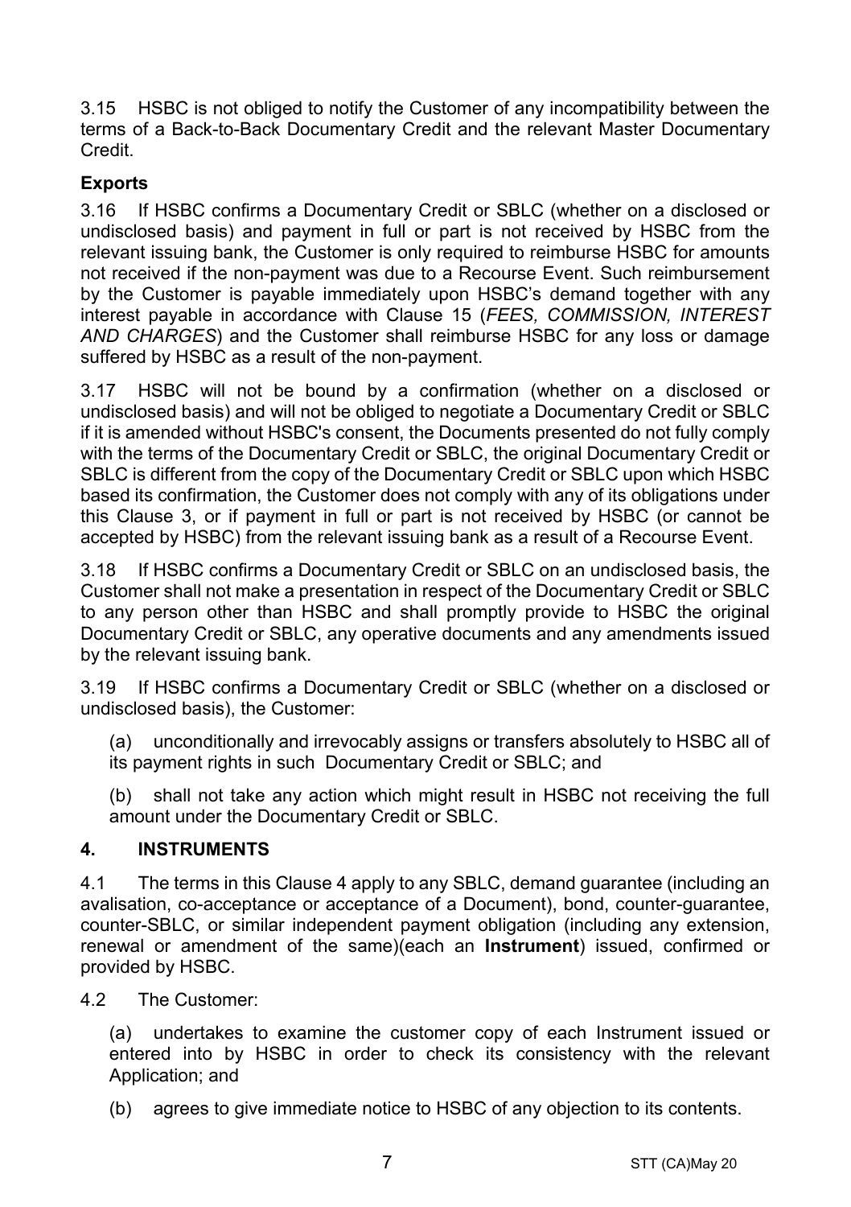3.15 HSBC is not obliged to notify the Customer of any incompatibility between the terms of a Back-to-Back Documentary Credit and the relevant Master Documentary Credit.

**Exports**

3.16 If HSBC confirms a Documentary Credit or SBLC (whether on a disclosed or undisclosed basis) and payment in full or part is not received by HSBC from the relevant issuing bank, the Customer is only required to reimburse HSBC for amounts not received if the non-payment was due to a Recourse Event. Such reimbursement by the Customer is payable immediately upon HSBC's demand together with any interest payable in accordance with Clause 15 (*FEES, COMMISSION, INTEREST AND CHARGES*) and the Customer shall reimburse HSBC for any loss or damage suffered by HSBC as a result of the non-payment.

3.17 HSBC will not be bound by a confirmation (whether on a disclosed or undisclosed basis) and will not be obliged to negotiate a Documentary Credit or SBLC if it is amended without HSBC's consent, the Documents presented do not fully comply with the terms of the Documentary Credit or SBLC, the original Documentary Credit or SBLC is different from the copy of the Documentary Credit or SBLC upon which HSBC based its confirmation, the Customer does not comply with any of its obligations under this Clause 3, or if payment in full or part is not received by HSBC (or cannot be accepted by HSBC) from the relevant issuing bank as a result of a Recourse Event.

3.18 If HSBC confirms a Documentary Credit or SBLC on an undisclosed basis, the Customer shall not make a presentation in respect of the Documentary Credit or SBLC to any person other than HSBC and shall promptly provide to HSBC the original Documentary Credit or SBLC, any operative documents and any amendments issued by the relevant issuing bank.

3.19 If HSBC confirms a Documentary Credit or SBLC (whether on a disclosed or undisclosed basis), the Customer:

(a) unconditionally and irrevocably assigns or transfers absolutely to HSBC all of its payment rights in such Documentary Credit or SBLC; and

(b) shall not take any action which might result in HSBC not receiving the full amount under the Documentary Credit or SBLC.

## 4. INSTRUMENTS

4.1 The terms in this Clause 4 apply to any SBLC, demand guarantee (including an avalisation, co-acceptance or acceptance of a Document), bond, counter-guarantee, counter-SBLC, or similar independent payment obligation (including any extension, renewal or amendment of the same)(each an **Instrument**) issued, confirmed or provided by HSBC.

4.2 The Customer:

(a) undertakes to examine the customer copy of each Instrument issued or entered into by HSBC in order to check its consistency with the relevant Application; and

(b) agrees to give immediate notice to HSBC of any objection to its contents.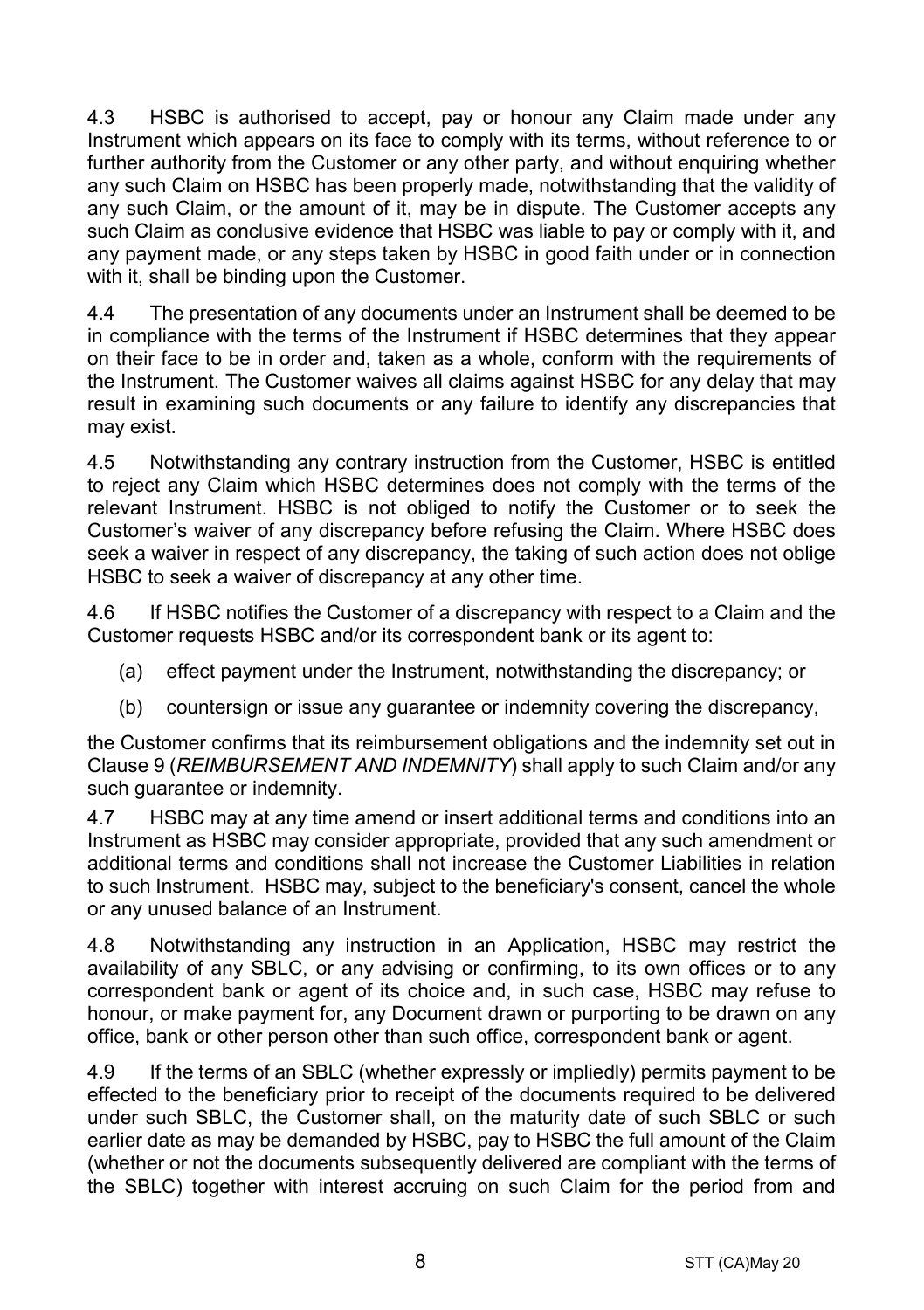4.3 HSBC is authorised to accept, pay or honour any Claim made under any Instrument which appears on its face to comply with its terms, without reference to or further authority from the Customer or any other party, and without enquiring whether any such Claim on HSBC has been properly made, notwithstanding that the validity of any such Claim, or the amount of it, may be in dispute. The Customer accepts any such Claim as conclusive evidence that HSBC was liable to pay or comply with it, and any payment made, or any steps taken by HSBC in good faith under or in connection with it, shall be binding upon the Customer.

4.4 The presentation of any documents under an Instrument shall be deemed to be in compliance with the terms of the Instrument if HSBC determines that they appear on their face to be in order and, taken as a whole, conform with the requirements of the Instrument. The Customer waives all claims against HSBC for any delay that may result in examining such documents or any failure to identify any discrepancies that may exist.

4.5 Notwithstanding any contrary instruction from the Customer, HSBC is entitled to reject any Claim which HSBC determines does not comply with the terms of the relevant Instrument. HSBC is not obliged to notify the Customer or to seek the Customer's waiver of any discrepancy before refusing the Claim. Where HSBC does seek a waiver in respect of any discrepancy, the taking of such action does not oblige HSBC to seek a waiver of discrepancy at any other time.

4.6 If HSBC notifies the Customer of a discrepancy with respect to a Claim and the Customer requests HSBC and/or its correspondent bank or its agent to:

(a) effect payment under the Instrument, notwithstanding the discrepancy; or

(b) countersign or issue any guarantee or indemnity covering the discrepancy,

the Customer confirms that its reimbursement obligations and the indemnity set out in Clause 9 (*REIMBURSEMENT AND INDEMNITY*) shall apply to such Claim and/or any such guarantee or indemnity.

4.7 HSBC may at any time amend or insert additional terms and conditions into an Instrument as HSBC may consider appropriate, provided that any such amendment or additional terms and conditions shall not increase the Customer Liabilities in relation to such Instrument. HSBC may, subject to the beneficiary's consent, cancel the whole or any unused balance of an Instrument.

4.8 Notwithstanding any instruction in an Application, HSBC may restrict the availability of any SBLC, or any advising or confirming, to its own offices or to any correspondent bank or agent of its choice and, in such case, HSBC may refuse to honour, or make payment for, any Document drawn or purporting to be drawn on any office, bank or other person other than such office, correspondent bank or agent.

4.9 If the terms of an SBLC (whether expressly or impliedly) permits payment to be effected to the beneficiary prior to receipt of the documents required to be delivered under such SBLC, the Customer shall, on the maturity date of such SBLC or such earlier date as may be demanded by HSBC, pay to HSBC the full amount of the Claim (whether or not the documents subsequently delivered are compliant with the terms of the SBLC) together with interest accruing on such Claim for the period from and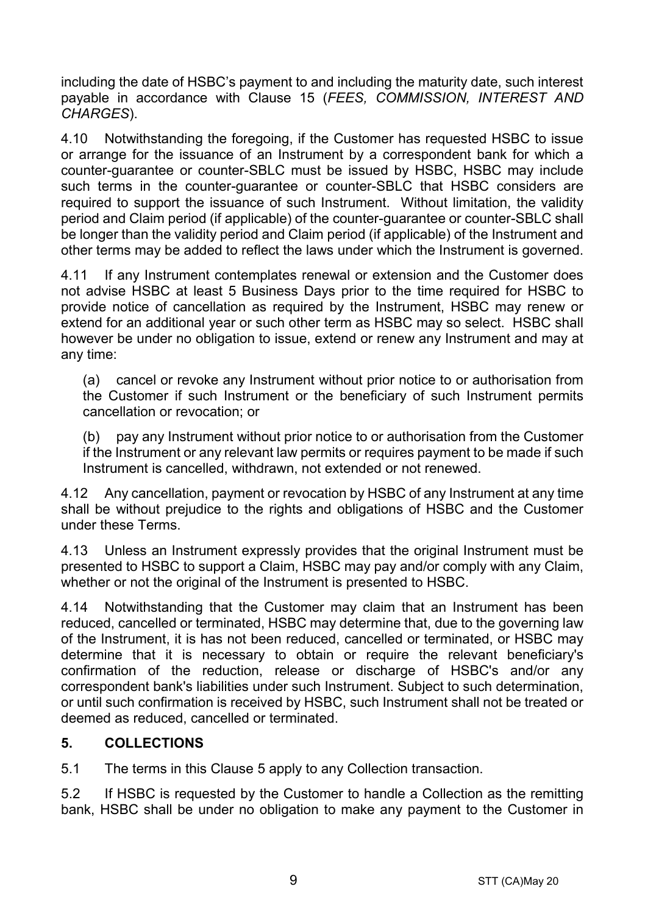including the date of HSBC's payment to and including the maturity date, such interest payable in accordance with Clause 15 (*FEES, COMMISSION, INTEREST AND CHARGES*).

4.10 Notwithstanding the foregoing, if the Customer has requested HSBC to issue or arrange for the issuance of an Instrument by a correspondent bank for which a counter-guarantee or counter-SBLC must be issued by HSBC, HSBC may include such terms in the counter-guarantee or counter-SBLC that HSBC considers are required to support the issuance of such Instrument. Without limitation, the validity period and Claim period (if applicable) of the counter-guarantee or counter-SBLC shall be longer than the validity period and Claim period (if applicable) of the Instrument and other terms may be added to reflect the laws under which the Instrument is governed.

4.11 If any Instrument contemplates renewal or extension and the Customer does not advise HSBC at least 5 Business Days prior to the time required for HSBC to provide notice of cancellation as required by the Instrument, HSBC may renew or extend for an additional year or such other term as HSBC may so select. HSBC shall however be under no obligation to issue, extend or renew any Instrument and may at any time:

(a) cancel or revoke any Instrument without prior notice to or authorisation from the Customer if such Instrument or the beneficiary of such Instrument permits cancellation or revocation; or

(b) pay any Instrument without prior notice to or authorisation from the Customer if the Instrument or any relevant law permits or requires payment to be made if such Instrument is cancelled, withdrawn, not extended or not renewed.

4.12 Any cancellation, payment or revocation by HSBC of any Instrument at any time shall be without prejudice to the rights and obligations of HSBC and the Customer under these Terms.

4.13 Unless an Instrument expressly provides that the original Instrument must be presented to HSBC to support a Claim, HSBC may pay and/or comply with any Claim, whether or not the original of the Instrument is presented to HSBC.

4.14 Notwithstanding that the Customer may claim that an Instrument has been reduced, cancelled or terminated, HSBC may determine that, due to the governing law of the Instrument, it is has not been reduced, cancelled or terminated, or HSBC may determine that it is necessary to obtain or require the relevant beneficiary's confirmation of the reduction, release or discharge of HSBC's and/or any correspondent bank's liabilities under such Instrument. Subject to such determination, or until such confirmation is received by HSBC, such Instrument shall not be treated or deemed as reduced, cancelled or terminated.

## 5. COLLECTIONS

5.1 The terms in this Clause 5 apply to any Collection transaction.

5.2 If HSBC is requested by the Customer to handle a Collection as the remitting bank, HSBC shall be under no obligation to make any payment to the Customer in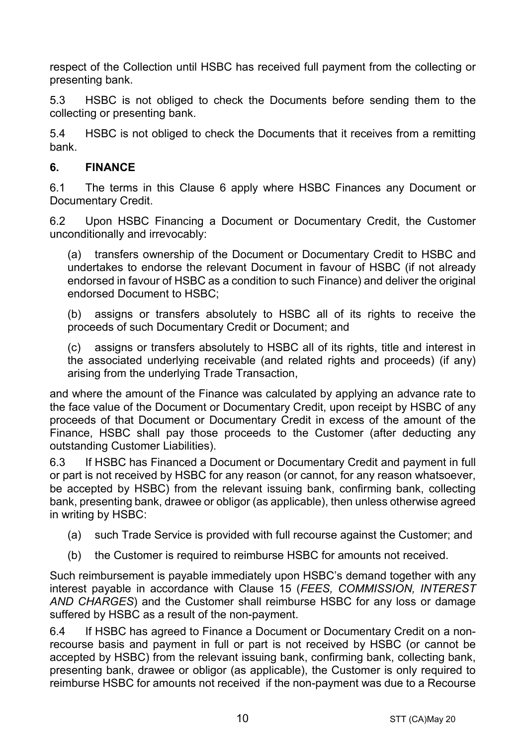respect of the Collection until HSBC has received full payment from the collecting or presenting bank.

5.3 HSBC is not obliged to check the Documents before sending them to the collecting or presenting bank.

5.4 HSBC is not obliged to check the Documents that it receives from a remitting bank.

## 6. FINANCE

6.1 The terms in this Clause 6 apply where HSBC Finances any Document or Documentary Credit.

6.2 Upon HSBC Financing a Document or Documentary Credit, the Customer unconditionally and irrevocably:

(a) transfers ownership of the Document or Documentary Credit to HSBC and undertakes to endorse the relevant Document in favour of HSBC (if not already endorsed in favour of HSBC as a condition to such Finance) and deliver the original endorsed Document to HSBC;

(b) assigns or transfers absolutely to HSBC all of its rights to receive the proceeds of such Documentary Credit or Document; and

(c) assigns or transfers absolutely to HSBC all of its rights, title and interest in the associated underlying receivable (and related rights and proceeds) (if any) arising from the underlying Trade Transaction,

and where the amount of the Finance was calculated by applying an advance rate to the face value of the Document or Documentary Credit, upon receipt by HSBC of any proceeds of that Document or Documentary Credit in excess of the amount of the Finance, HSBC shall pay those proceeds to the Customer (after deducting any outstanding Customer Liabilities).

6.3 If HSBC has Financed a Document or Documentary Credit and payment in full or part is not received by HSBC for any reason (or cannot, for any reason whatsoever, be accepted by HSBC) from the relevant issuing bank, confirming bank, collecting bank, presenting bank, drawee or obligor (as applicable), then unless otherwise agreed in writing by HSBC:

(a) such Trade Service is provided with full recourse against the Customer; and

(b) the Customer is required to reimburse HSBC for amounts not received.

Such reimbursement is payable immediately upon HSBC's demand together with any interest payable in accordance with Clause 15 (*FEES, COMMISSION, INTEREST AND CHARGES*) and the Customer shall reimburse HSBC for any loss or damage suffered by HSBC as a result of the non-payment.

6.4 If HSBC has agreed to Finance a Document or Documentary Credit on a non-recourse basis and payment in full or part is not received by HSBC (or cannot be accepted by HSBC) from the relevant issuing bank, confirming bank, collecting bank, presenting bank, drawee or obligor (as applicable), the Customer is only required to reimburse HSBC for amounts not received if the non-payment was due to a Recourse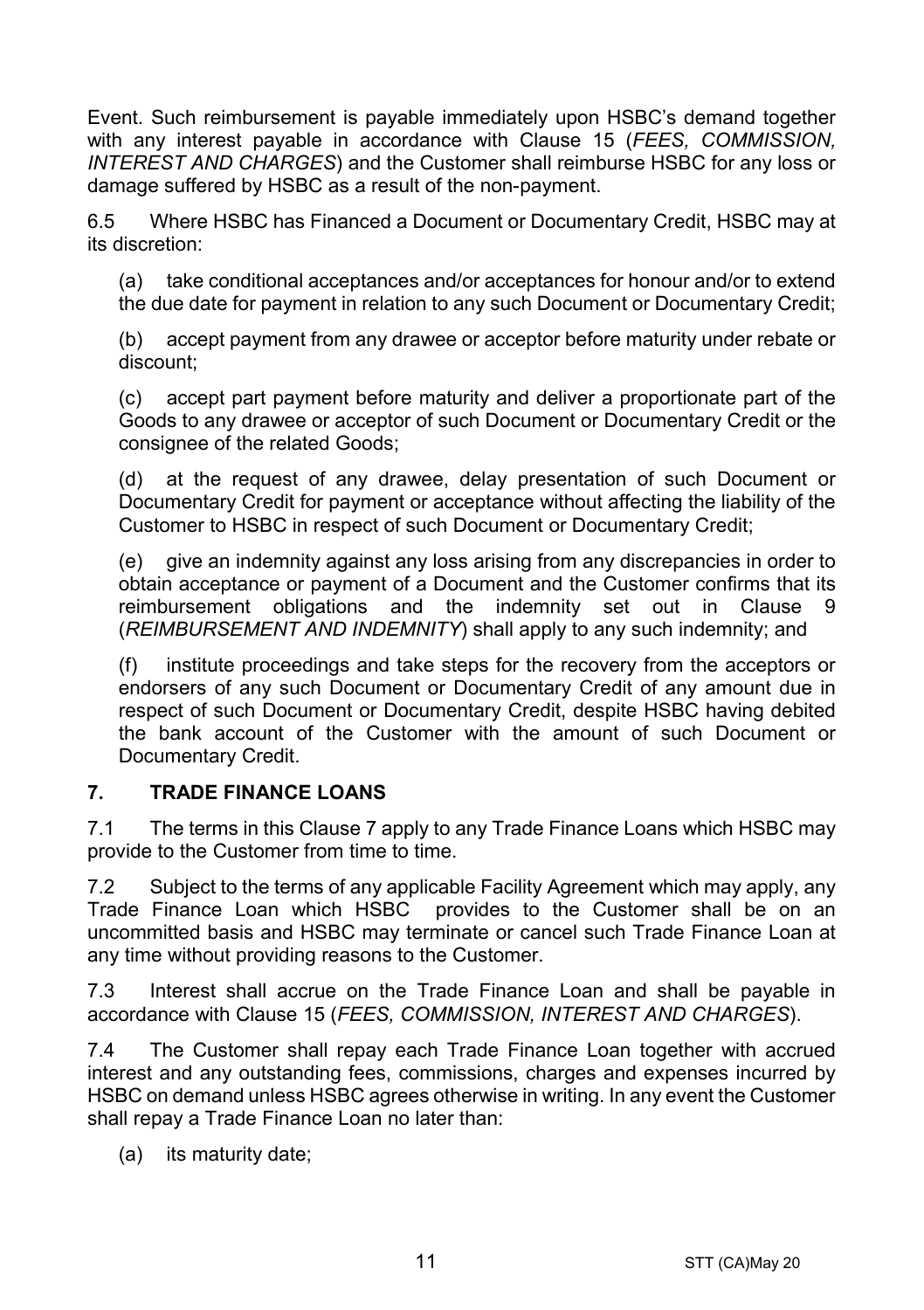Event. Such reimbursement is payable immediately upon HSBC's demand together with any interest payable in accordance with Clause 15 (*FEES, COMMISSION, INTEREST AND CHARGES*) and the Customer shall reimburse HSBC for any loss or damage suffered by HSBC as a result of the non-payment.

6.5 Where HSBC has Financed a Document or Documentary Credit, HSBC may at its discretion:

(a) take conditional acceptances and/or acceptances for honour and/or to extend the due date for payment in relation to any such Document or Documentary Credit;

(b) accept payment from any drawee or acceptor before maturity under rebate or discount;

(c) accept part payment before maturity and deliver a proportionate part of the Goods to any drawee or acceptor of such Document or Documentary Credit or the consignee of the related Goods;

(d) at the request of any drawee, delay presentation of such Document or Documentary Credit for payment or acceptance without affecting the liability of the Customer to HSBC in respect of such Document or Documentary Credit;

(e) give an indemnity against any loss arising from any discrepancies in order to obtain acceptance or payment of a Document and the Customer confirms that its reimbursement obligations and the indemnity set out in Clause 9 (*REIMBURSEMENT AND INDEMNITY*) shall apply to any such indemnity; and

(f) institute proceedings and take steps for the recovery from the acceptors or endorsers of any such Document or Documentary Credit of any amount due in respect of such Document or Documentary Credit, despite HSBC having debited the bank account of the Customer with the amount of such Document or Documentary Credit.

## 7. TRADE FINANCE LOANS

7.1 The terms in this Clause 7 apply to any Trade Finance Loans which HSBC may provide to the Customer from time to time.

7.2 Subject to the terms of any applicable Facility Agreement which may apply, any Trade Finance Loan which HSBC provides to the Customer shall be on an uncommitted basis and HSBC may terminate or cancel such Trade Finance Loan at any time without providing reasons to the Customer.

7.3 Interest shall accrue on the Trade Finance Loan and shall be payable in accordance with Clause 15 (*FEES, COMMISSION, INTEREST AND CHARGES*).

7.4 The Customer shall repay each Trade Finance Loan together with accrued interest and any outstanding fees, commissions, charges and expenses incurred by HSBC on demand unless HSBC agrees otherwise in writing. In any event the Customer shall repay a Trade Finance Loan no later than:

(a) its maturity date;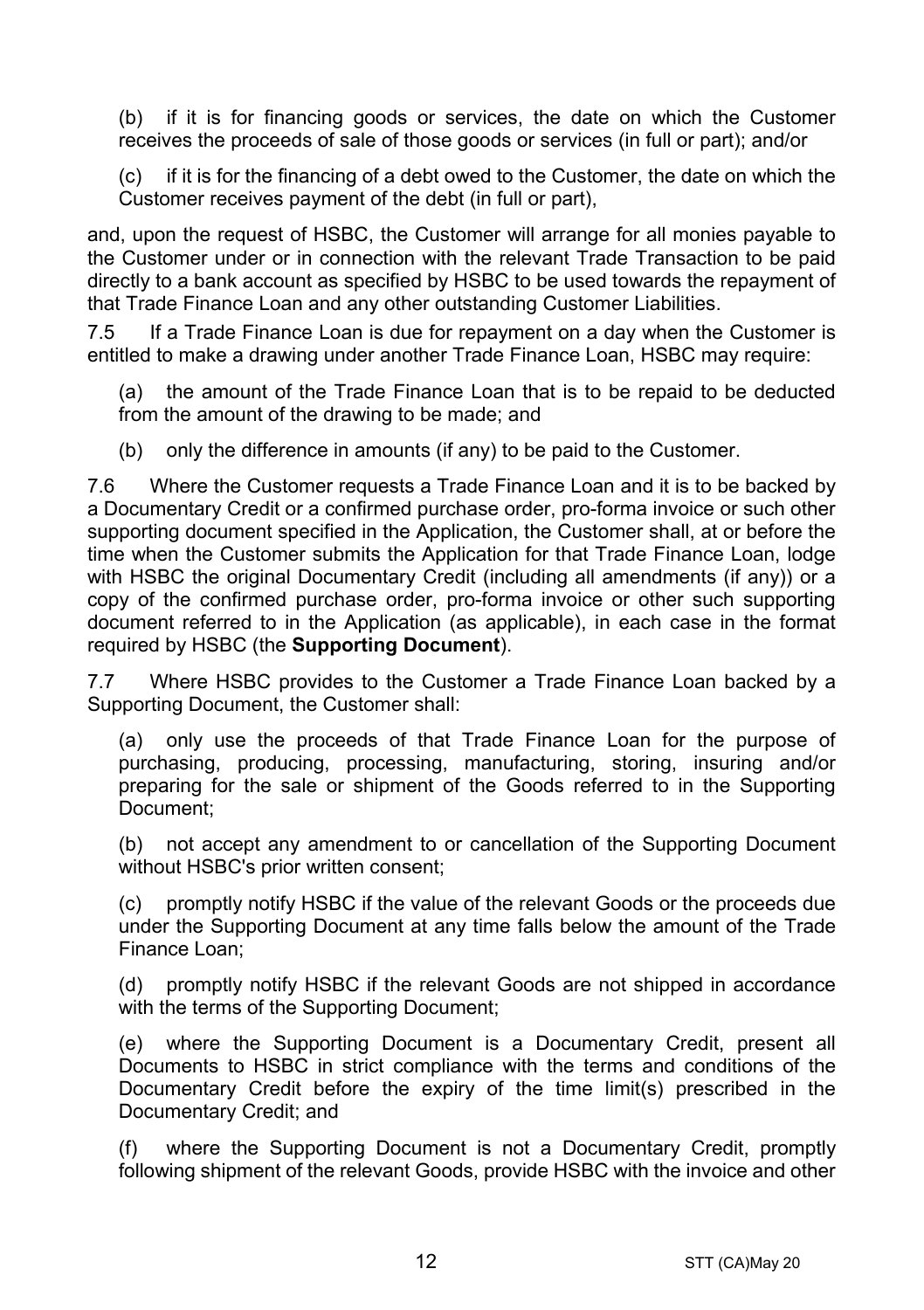(b) if it is for financing goods or services, the date on which the Customer receives the proceeds of sale of those goods or services (in full or part); and/or

(c) if it is for the financing of a debt owed to the Customer, the date on which the Customer receives payment of the debt (in full or part),

and, upon the request of HSBC, the Customer will arrange for all monies payable to the Customer under or in connection with the relevant Trade Transaction to be paid directly to a bank account as specified by HSBC to be used towards the repayment of that Trade Finance Loan and any other outstanding Customer Liabilities.

7.5 If a Trade Finance Loan is due for repayment on a day when the Customer is entitled to make a drawing under another Trade Finance Loan, HSBC may require:

(a) the amount of the Trade Finance Loan that is to be repaid to be deducted from the amount of the drawing to be made; and

(b) only the difference in amounts (if any) to be paid to the Customer.

7.6 Where the Customer requests a Trade Finance Loan and it is to be backed by a Documentary Credit or a confirmed purchase order, pro-forma invoice or such other supporting document specified in the Application, the Customer shall, at or before the time when the Customer submits the Application for that Trade Finance Loan, lodge with HSBC the original Documentary Credit (including all amendments (if any)) or a copy of the confirmed purchase order, pro-forma invoice or other such supporting document referred to in the Application (as applicable), in each case in the format required by HSBC (the **Supporting Document**).

7.7 Where HSBC provides to the Customer a Trade Finance Loan backed by a Supporting Document, the Customer shall:

(a) only use the proceeds of that Trade Finance Loan for the purpose of purchasing, producing, processing, manufacturing, storing, insuring and/or preparing for the sale or shipment of the Goods referred to in the Supporting Document;

(b) not accept any amendment to or cancellation of the Supporting Document without HSBC's prior written consent;

(c) promptly notify HSBC if the value of the relevant Goods or the proceeds due under the Supporting Document at any time falls below the amount of the Trade Finance Loan;

(d) promptly notify HSBC if the relevant Goods are not shipped in accordance with the terms of the Supporting Document;

(e) where the Supporting Document is a Documentary Credit, present all Documents to HSBC in strict compliance with the terms and conditions of the Documentary Credit before the expiry of the time limit(s) prescribed in the Documentary Credit; and

(f) where the Supporting Document is not a Documentary Credit, promptly following shipment of the relevant Goods, provide HSBC with the invoice and other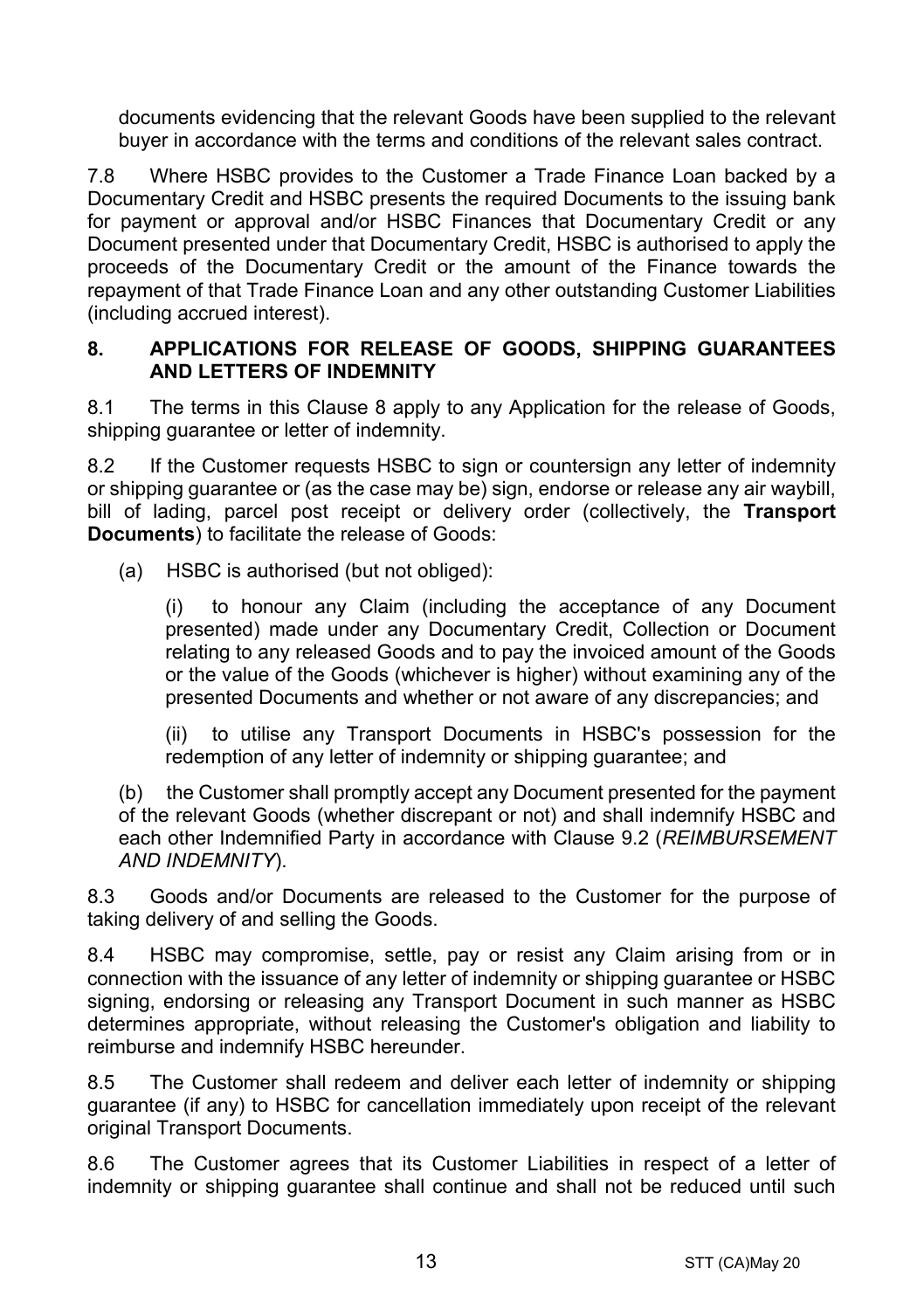documents evidencing that the relevant Goods have been supplied to the relevant buyer in accordance with the terms and conditions of the relevant sales contract.

7.8 Where HSBC provides to the Customer a Trade Finance Loan backed by a Documentary Credit and HSBC presents the required Documents to the issuing bank for payment or approval and/or HSBC Finances that Documentary Credit or any Document presented under that Documentary Credit, HSBC is authorised to apply the proceeds of the Documentary Credit or the amount of the Finance towards the repayment of that Trade Finance Loan and any other outstanding Customer Liabilities (including accrued interest).

## 8. APPLICATIONS FOR RELEASE OF GOODS, SHIPPING GUARANTEES AND LETTERS OF INDEMNITY

8.1 The terms in this Clause 8 apply to any Application for the release of Goods, shipping guarantee or letter of indemnity.

8.2 If the Customer requests HSBC to sign or countersign any letter of indemnity or shipping guarantee or (as the case may be) sign, endorse or release any air waybill, bill of lading, parcel post receipt or delivery order (collectively, the **Transport Documents**) to facilitate the release of Goods:

(a) HSBC is authorised (but not obliged):

(i) to honour any Claim (including the acceptance of any Document presented) made under any Documentary Credit, Collection or Document relating to any released Goods and to pay the invoiced amount of the Goods or the value of the Goods (whichever is higher) without examining any of the presented Documents and whether or not aware of any discrepancies; and

(ii) to utilise any Transport Documents in HSBC's possession for the redemption of any letter of indemnity or shipping guarantee; and

(b) the Customer shall promptly accept any Document presented for the payment of the relevant Goods (whether discrepant or not) and shall indemnify HSBC and each other Indemnified Party in accordance with Clause 9.2 (*REIMBURSEMENT AND INDEMNITY*).

8.3 Goods and/or Documents are released to the Customer for the purpose of taking delivery of and selling the Goods.

8.4 HSBC may compromise, settle, pay or resist any Claim arising from or in connection with the issuance of any letter of indemnity or shipping guarantee or HSBC signing, endorsing or releasing any Transport Document in such manner as HSBC determines appropriate, without releasing the Customer's obligation and liability to reimburse and indemnify HSBC hereunder.

8.5 The Customer shall redeem and deliver each letter of indemnity or shipping guarantee (if any) to HSBC for cancellation immediately upon receipt of the relevant original Transport Documents.

8.6 The Customer agrees that its Customer Liabilities in respect of a letter of indemnity or shipping guarantee shall continue and shall not be reduced until such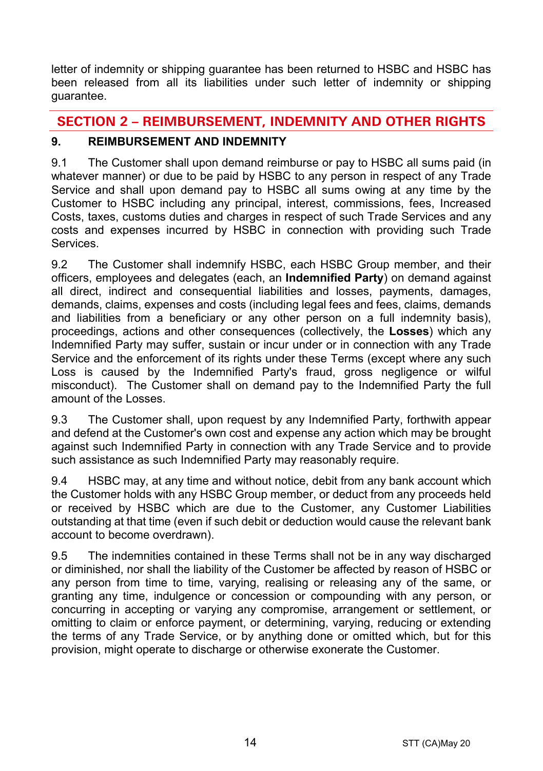letter of indemnity or shipping guarantee has been returned to HSBC and HSBC has been released from all its liabilities under such letter of indemnity or shipping guarantee.

## SECTION 2 – REIMBURSEMENT, INDEMNITY AND OTHER RIGHTS

### 9. REIMBURSEMENT AND INDEMNITY

9.1 The Customer shall upon demand reimburse or pay to HSBC all sums paid (in whatever manner) or due to be paid by HSBC to any person in respect of any Trade Service and shall upon demand pay to HSBC all sums owing at any time by the Customer to HSBC including any principal, interest, commissions, fees, Increased Costs, taxes, customs duties and charges in respect of such Trade Services and any costs and expenses incurred by HSBC in connection with providing such Trade Services.

9.2 The Customer shall indemnify HSBC, each HSBC Group member, and their officers, employees and delegates (each, an **Indemnified Party**) on demand against all direct, indirect and consequential liabilities and losses, payments, damages, demands, claims, expenses and costs (including legal fees and fees, claims, demands and liabilities from a beneficiary or any other person on a full indemnity basis), proceedings, actions and other consequences (collectively, the **Losses**) which any Indemnified Party may suffer, sustain or incur under or in connection with any Trade Service and the enforcement of its rights under these Terms (except where any such Loss is caused by the Indemnified Party's fraud, gross negligence or wilful misconduct). The Customer shall on demand pay to the Indemnified Party the full amount of the Losses.

9.3 The Customer shall, upon request by any Indemnified Party, forthwith appear and defend at the Customer's own cost and expense any action which may be brought against such Indemnified Party in connection with any Trade Service and to provide such assistance as such Indemnified Party may reasonably require.

9.4 HSBC may, at any time and without notice, debit from any bank account which the Customer holds with any HSBC Group member, or deduct from any proceeds held or received by HSBC which are due to the Customer, any Customer Liabilities outstanding at that time (even if such debit or deduction would cause the relevant bank account to become overdrawn).

9.5 The indemnities contained in these Terms shall not be in any way discharged or diminished, nor shall the liability of the Customer be affected by reason of HSBC or any person from time to time, varying, realising or releasing any of the same, or granting any time, indulgence or concession or compounding with any person, or concurring in accepting or varying any compromise, arrangement or settlement, or omitting to claim or enforce payment, or determining, varying, reducing or extending the terms of any Trade Service, or by anything done or omitted which, but for this provision, might operate to discharge or otherwise exonerate the Customer.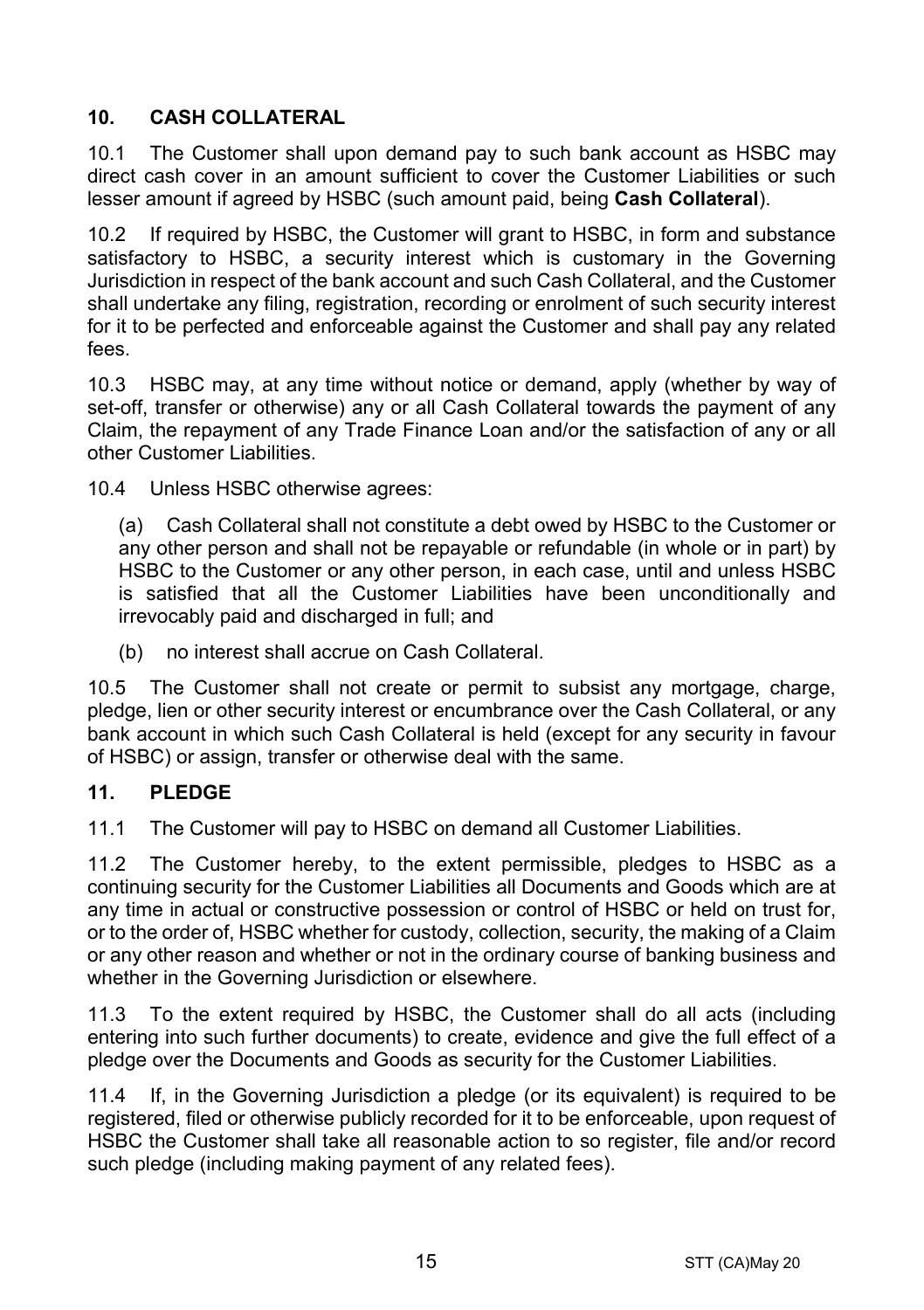## 10. CASH COLLATERAL

10.1 The Customer shall upon demand pay to such bank account as HSBC may direct cash cover in an amount sufficient to cover the Customer Liabilities or such lesser amount if agreed by HSBC (such amount paid, being **Cash Collateral**).

10.2 If required by HSBC, the Customer will grant to HSBC, in form and substance satisfactory to HSBC, a security interest which is customary in the Governing Jurisdiction in respect of the bank account and such Cash Collateral, and the Customer shall undertake any filing, registration, recording or enrolment of such security interest for it to be perfected and enforceable against the Customer and shall pay any related fees.

10.3 HSBC may, at any time without notice or demand, apply (whether by way of set-off, transfer or otherwise) any or all Cash Collateral towards the payment of any Claim, the repayment of any Trade Finance Loan and/or the satisfaction of any or all other Customer Liabilities.

10.4 Unless HSBC otherwise agrees:

(a) Cash Collateral shall not constitute a debt owed by HSBC to the Customer or any other person and shall not be repayable or refundable (in whole or in part) by HSBC to the Customer or any other person, in each case, until and unless HSBC is satisfied that all the Customer Liabilities have been unconditionally and irrevocably paid and discharged in full; and

(b) no interest shall accrue on Cash Collateral.

10.5 The Customer shall not create or permit to subsist any mortgage, charge, pledge, lien or other security interest or encumbrance over the Cash Collateral, or any bank account in which such Cash Collateral is held (except for any security in favour of HSBC) or assign, transfer or otherwise deal with the same.

## 11. PLEDGE

11.1 The Customer will pay to HSBC on demand all Customer Liabilities.

11.2 The Customer hereby, to the extent permissible, pledges to HSBC as a continuing security for the Customer Liabilities all Documents and Goods which are at any time in actual or constructive possession or control of HSBC or held on trust for, or to the order of, HSBC whether for custody, collection, security, the making of a Claim or any other reason and whether or not in the ordinary course of banking business and whether in the Governing Jurisdiction or elsewhere.

11.3 To the extent required by HSBC, the Customer shall do all acts (including entering into such further documents) to create, evidence and give the full effect of a pledge over the Documents and Goods as security for the Customer Liabilities.

11.4 If, in the Governing Jurisdiction a pledge (or its equivalent) is required to be registered, filed or otherwise publicly recorded for it to be enforceable, upon request of HSBC the Customer shall take all reasonable action to so register, file and/or record such pledge (including making payment of any related fees).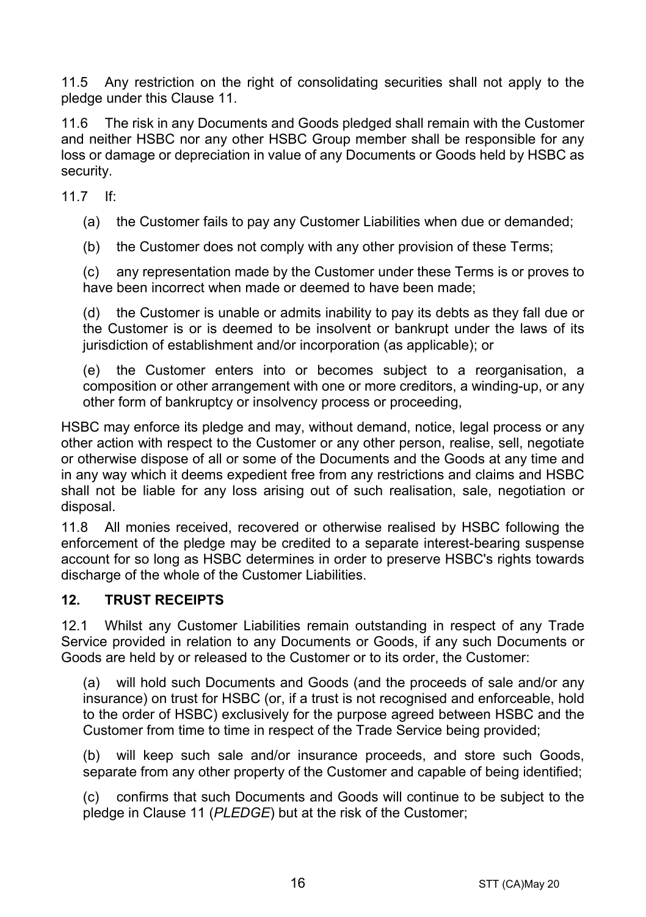11.5 Any restriction on the right of consolidating securities shall not apply to the pledge under this Clause 11.

11.6 The risk in any Documents and Goods pledged shall remain with the Customer and neither HSBC nor any other HSBC Group member shall be responsible for any loss or damage or depreciation in value of any Documents or Goods held by HSBC as security.

11.7 If:

(a) the Customer fails to pay any Customer Liabilities when due or demanded;

(b) the Customer does not comply with any other provision of these Terms;

(c) any representation made by the Customer under these Terms is or proves to have been incorrect when made or deemed to have been made;

(d) the Customer is unable or admits inability to pay its debts as they fall due or the Customer is or is deemed to be insolvent or bankrupt under the laws of its jurisdiction of establishment and/or incorporation (as applicable); or

(e) the Customer enters into or becomes subject to a reorganisation, a composition or other arrangement with one or more creditors, a winding-up, or any other form of bankruptcy or insolvency process or proceeding,

HSBC may enforce its pledge and may, without demand, notice, legal process or any other action with respect to the Customer or any other person, realise, sell, negotiate or otherwise dispose of all or some of the Documents and the Goods at any time and in any way which it deems expedient free from any restrictions and claims and HSBC shall not be liable for any loss arising out of such realisation, sale, negotiation or disposal.

11.8 All monies received, recovered or otherwise realised by HSBC following the enforcement of the pledge may be credited to a separate interest-bearing suspense account for so long as HSBC determines in order to preserve HSBC's rights towards discharge of the whole of the Customer Liabilities.

## 12. TRUST RECEIPTS

12.1 Whilst any Customer Liabilities remain outstanding in respect of any Trade Service provided in relation to any Documents or Goods, if any such Documents or Goods are held by or released to the Customer or to its order, the Customer:

(a) will hold such Documents and Goods (and the proceeds of sale and/or any insurance) on trust for HSBC (or, if a trust is not recognised and enforceable, hold to the order of HSBC) exclusively for the purpose agreed between HSBC and the Customer from time to time in respect of the Trade Service being provided;

(b) will keep such sale and/or insurance proceeds, and store such Goods, separate from any other property of the Customer and capable of being identified;

(c) confirms that such Documents and Goods will continue to be subject to the pledge in Clause 11 (*PLEDGE*) but at the risk of the Customer;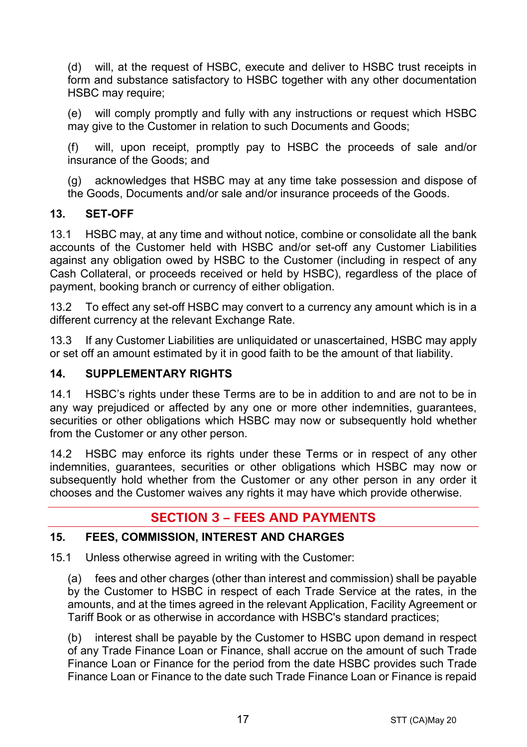(d) will, at the request of HSBC, execute and deliver to HSBC trust receipts in form and substance satisfactory to HSBC together with any other documentation HSBC may require;

(e) will comply promptly and fully with any instructions or request which HSBC may give to the Customer in relation to such Documents and Goods;

(f) will, upon receipt, promptly pay to HSBC the proceeds of sale and/or insurance of the Goods; and

(g) acknowledges that HSBC may at any time take possession and dispose of the Goods, Documents and/or sale and/or insurance proceeds of the Goods.

### 13. SET-OFF

13.1 HSBC may, at any time and without notice, combine or consolidate all the bank accounts of the Customer held with HSBC and/or set-off any Customer Liabilities against any obligation owed by HSBC to the Customer (including in respect of any Cash Collateral, or proceeds received or held by HSBC), regardless of the place of payment, booking branch or currency of either obligation.

13.2 To effect any set-off HSBC may convert to a currency any amount which is in a different currency at the relevant Exchange Rate.

13.3 If any Customer Liabilities are unliquidated or unascertained, HSBC may apply or set off an amount estimated by it in good faith to be the amount of that liability.

### 14. SUPPLEMENTARY RIGHTS

14.1 HSBC's rights under these Terms are to be in addition to and are not to be in any way prejudiced or affected by any one or more other indemnities, guarantees, securities or other obligations which HSBC may now or subsequently hold whether from the Customer or any other person.

14.2 HSBC may enforce its rights under these Terms or in respect of any other indemnities, guarantees, securities or other obligations which HSBC may now or subsequently hold whether from the Customer or any other person in any order it chooses and the Customer waives any rights it may have which provide otherwise.

## SECTION 3 – FEES AND PAYMENTS

### 15. FEES, COMMISSION, INTEREST AND CHARGES

15.1 Unless otherwise agreed in writing with the Customer:

(a) fees and other charges (other than interest and commission) shall be payable by the Customer to HSBC in respect of each Trade Service at the rates, in the amounts, and at the times agreed in the relevant Application, Facility Agreement or Tariff Book or as otherwise in accordance with HSBC's standard practices;

(b) interest shall be payable by the Customer to HSBC upon demand in respect of any Trade Finance Loan or Finance, shall accrue on the amount of such Trade Finance Loan or Finance for the period from the date HSBC provides such Trade Finance Loan or Finance to the date such Trade Finance Loan or Finance is repaid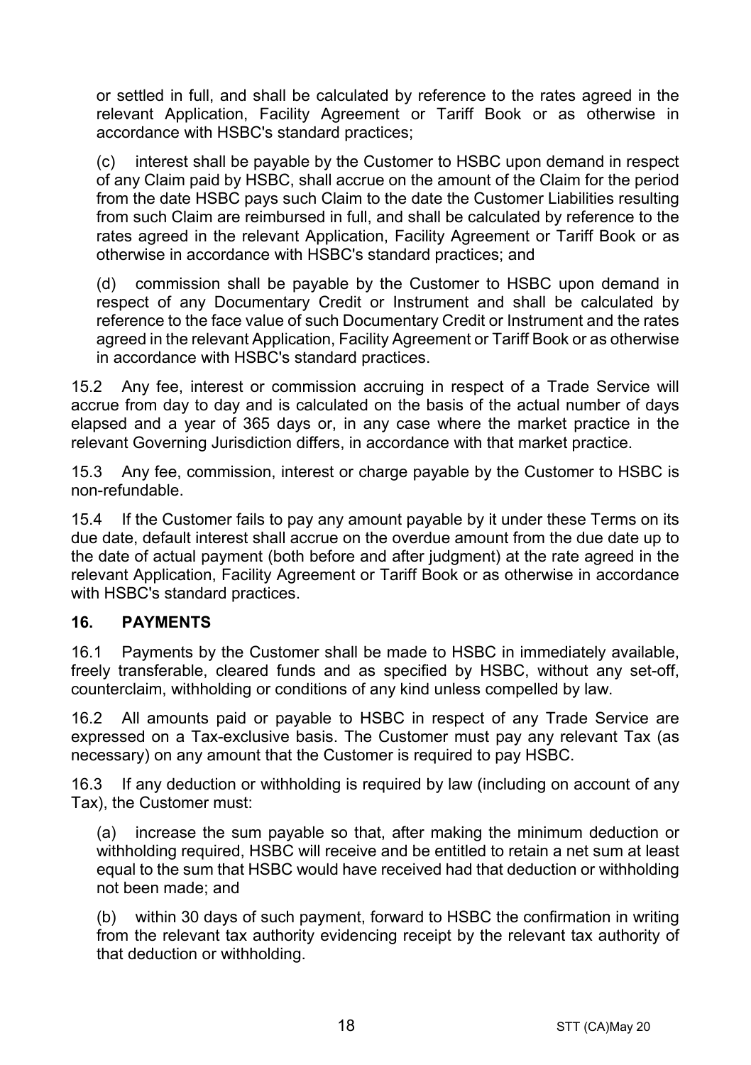or settled in full, and shall be calculated by reference to the rates agreed in the relevant Application, Facility Agreement or Tariff Book or as otherwise in accordance with HSBC's standard practices;

(c) interest shall be payable by the Customer to HSBC upon demand in respect of any Claim paid by HSBC, shall accrue on the amount of the Claim for the period from the date HSBC pays such Claim to the date the Customer Liabilities resulting from such Claim are reimbursed in full, and shall be calculated by reference to the rates agreed in the relevant Application, Facility Agreement or Tariff Book or as otherwise in accordance with HSBC's standard practices; and

(d) commission shall be payable by the Customer to HSBC upon demand in respect of any Documentary Credit or Instrument and shall be calculated by reference to the face value of such Documentary Credit or Instrument and the rates agreed in the relevant Application, Facility Agreement or Tariff Book or as otherwise in accordance with HSBC's standard practices.

15.2 Any fee, interest or commission accruing in respect of a Trade Service will accrue from day to day and is calculated on the basis of the actual number of days elapsed and a year of 365 days or, in any case where the market practice in the relevant Governing Jurisdiction differs, in accordance with that market practice.

15.3 Any fee, commission, interest or charge payable by the Customer to HSBC is non-refundable.

15.4 If the Customer fails to pay any amount payable by it under these Terms on its due date, default interest shall accrue on the overdue amount from the due date up to the date of actual payment (both before and after judgment) at the rate agreed in the relevant Application, Facility Agreement or Tariff Book or as otherwise in accordance with HSBC's standard practices.

## 16. PAYMENTS

16.1 Payments by the Customer shall be made to HSBC in immediately available, freely transferable, cleared funds and as specified by HSBC, without any set-off, counterclaim, withholding or conditions of any kind unless compelled by law.

16.2 All amounts paid or payable to HSBC in respect of any Trade Service are expressed on a Tax-exclusive basis. The Customer must pay any relevant Tax (as necessary) on any amount that the Customer is required to pay HSBC.

16.3 If any deduction or withholding is required by law (including on account of any Tax), the Customer must:

(a) increase the sum payable so that, after making the minimum deduction or withholding required, HSBC will receive and be entitled to retain a net sum at least equal to the sum that HSBC would have received had that deduction or withholding not been made; and

(b) within 30 days of such payment, forward to HSBC the confirmation in writing from the relevant tax authority evidencing receipt by the relevant tax authority of that deduction or withholding.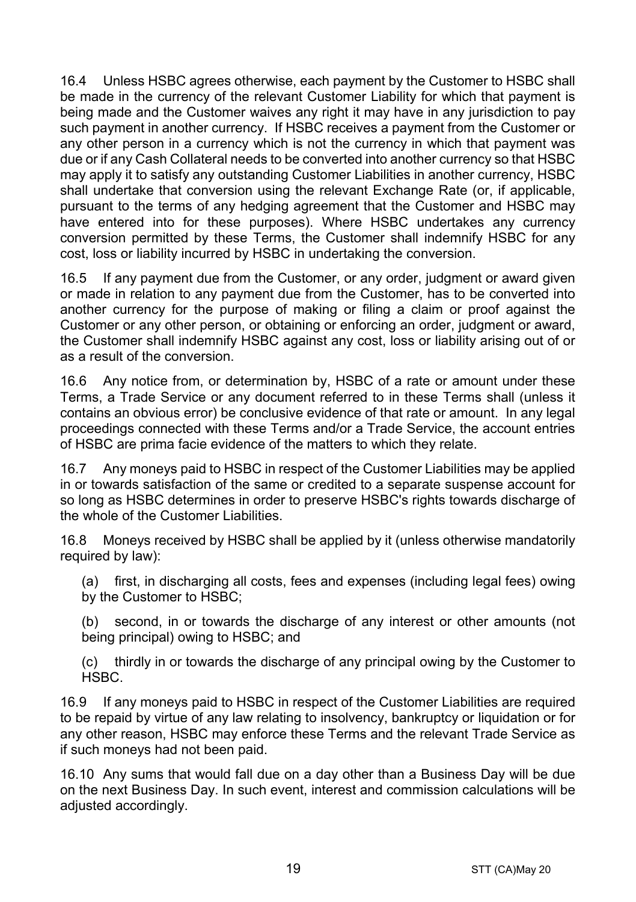16.4 Unless HSBC agrees otherwise, each payment by the Customer to HSBC shall be made in the currency of the relevant Customer Liability for which that payment is being made and the Customer waives any right it may have in any jurisdiction to pay such payment in another currency. If HSBC receives a payment from the Customer or any other person in a currency which is not the currency in which that payment was due or if any Cash Collateral needs to be converted into another currency so that HSBC may apply it to satisfy any outstanding Customer Liabilities in another currency, HSBC shall undertake that conversion using the relevant Exchange Rate (or, if applicable, pursuant to the terms of any hedging agreement that the Customer and HSBC may have entered into for these purposes). Where HSBC undertakes any currency conversion permitted by these Terms, the Customer shall indemnify HSBC for any cost, loss or liability incurred by HSBC in undertaking the conversion.

16.5 If any payment due from the Customer, or any order, judgment or award given or made in relation to any payment due from the Customer, has to be converted into another currency for the purpose of making or filing a claim or proof against the Customer or any other person, or obtaining or enforcing an order, judgment or award, the Customer shall indemnify HSBC against any cost, loss or liability arising out of or as a result of the conversion.

16.6 Any notice from, or determination by, HSBC of a rate or amount under these Terms, a Trade Service or any document referred to in these Terms shall (unless it contains an obvious error) be conclusive evidence of that rate or amount. In any legal proceedings connected with these Terms and/or a Trade Service, the account entries of HSBC are prima facie evidence of the matters to which they relate.

16.7 Any moneys paid to HSBC in respect of the Customer Liabilities may be applied in or towards satisfaction of the same or credited to a separate suspense account for so long as HSBC determines in order to preserve HSBC's rights towards discharge of the whole of the Customer Liabilities.

16.8 Moneys received by HSBC shall be applied by it (unless otherwise mandatorily required by law):

(a) first, in discharging all costs, fees and expenses (including legal fees) owing by the Customer to HSBC;

(b) second, in or towards the discharge of any interest or other amounts (not being principal) owing to HSBC; and

(c) thirdly in or towards the discharge of any principal owing by the Customer to HSBC.

16.9 If any moneys paid to HSBC in respect of the Customer Liabilities are required to be repaid by virtue of any law relating to insolvency, bankruptcy or liquidation or for any other reason, HSBC may enforce these Terms and the relevant Trade Service as if such moneys had not been paid.

16.10 Any sums that would fall due on a day other than a Business Day will be due on the next Business Day. In such event, interest and commission calculations will be adjusted accordingly.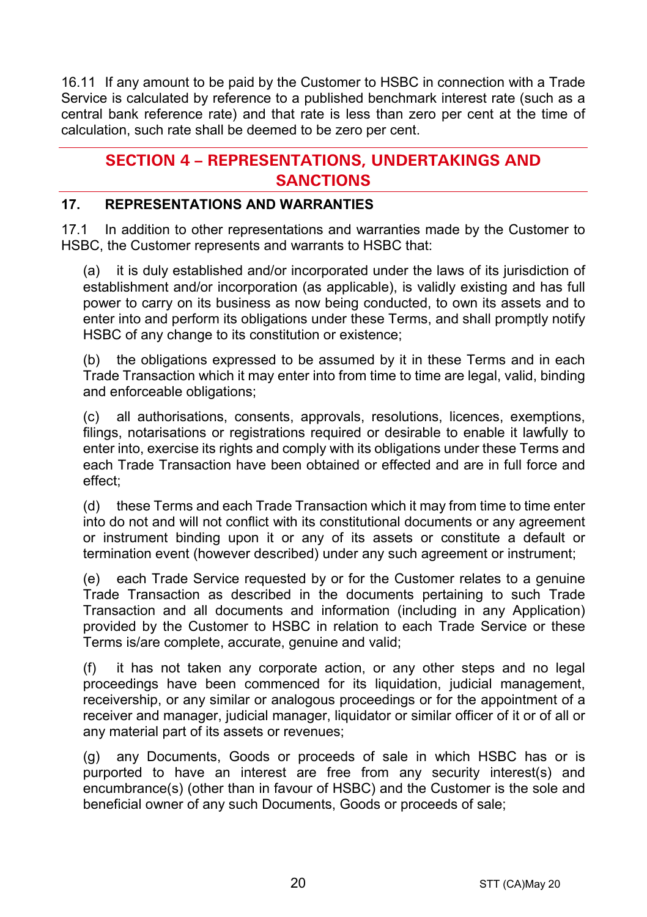16.11 If any amount to be paid by the Customer to HSBC in connection with a Trade Service is calculated by reference to a published benchmark interest rate (such as a central bank reference rate) and that rate is less than zero per cent at the time of calculation, such rate shall be deemed to be zero per cent.

## SECTION 4 – REPRESENTATIONS, UNDERTAKINGS AND SANCTIONS

### 17. REPRESENTATIONS AND WARRANTIES

17.1 In addition to other representations and warranties made by the Customer to HSBC, the Customer represents and warrants to HSBC that:

(a) it is duly established and/or incorporated under the laws of its jurisdiction of establishment and/or incorporation (as applicable), is validly existing and has full power to carry on its business as now being conducted, to own its assets and to enter into and perform its obligations under these Terms, and shall promptly notify HSBC of any change to its constitution or existence;

(b) the obligations expressed to be assumed by it in these Terms and in each Trade Transaction which it may enter into from time to time are legal, valid, binding and enforceable obligations;

(c) all authorisations, consents, approvals, resolutions, licences, exemptions, filings, notarisations or registrations required or desirable to enable it lawfully to enter into, exercise its rights and comply with its obligations under these Terms and each Trade Transaction have been obtained or effected and are in full force and effect;

(d) these Terms and each Trade Transaction which it may from time to time enter into do not and will not conflict with its constitutional documents or any agreement or instrument binding upon it or any of its assets or constitute a default or termination event (however described) under any such agreement or instrument;

(e) each Trade Service requested by or for the Customer relates to a genuine Trade Transaction as described in the documents pertaining to such Trade Transaction and all documents and information (including in any Application) provided by the Customer to HSBC in relation to each Trade Service or these Terms is/are complete, accurate, genuine and valid;

(f) it has not taken any corporate action, or any other steps and no legal proceedings have been commenced for its liquidation, judicial management, receivership, or any similar or analogous proceedings or for the appointment of a receiver and manager, judicial manager, liquidator or similar officer of it or of all or any material part of its assets or revenues;

(g) any Documents, Goods or proceeds of sale in which HSBC has or is purported to have an interest are free from any security interest(s) and encumbrance(s) (other than in favour of HSBC) and the Customer is the sole and beneficial owner of any such Documents, Goods or proceeds of sale;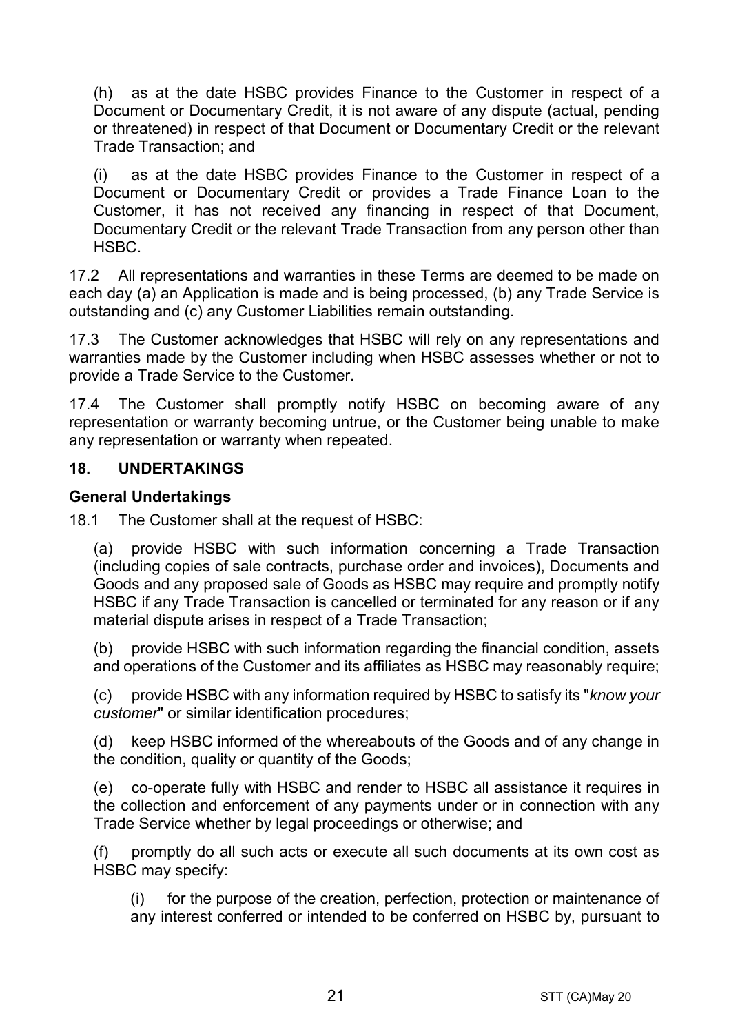(h) as at the date HSBC provides Finance to the Customer in respect of a Document or Documentary Credit, it is not aware of any dispute (actual, pending or threatened) in respect of that Document or Documentary Credit or the relevant Trade Transaction; and

(i) as at the date HSBC provides Finance to the Customer in respect of a Document or Documentary Credit or provides a Trade Finance Loan to the Customer, it has not received any financing in respect of that Document, Documentary Credit or the relevant Trade Transaction from any person other than HSBC.

17.2 All representations and warranties in these Terms are deemed to be made on each day (a) an Application is made and is being processed, (b) any Trade Service is outstanding and (c) any Customer Liabilities remain outstanding.

17.3 The Customer acknowledges that HSBC will rely on any representations and warranties made by the Customer including when HSBC assesses whether or not to provide a Trade Service to the Customer.

17.4 The Customer shall promptly notify HSBC on becoming aware of any representation or warranty becoming untrue, or the Customer being unable to make any representation or warranty when repeated.

## 18. UNDERTAKINGS

### General Undertakings

18.1 The Customer shall at the request of HSBC:

(a) provide HSBC with such information concerning a Trade Transaction (including copies of sale contracts, purchase order and invoices), Documents and Goods and any proposed sale of Goods as HSBC may require and promptly notify HSBC if any Trade Transaction is cancelled or terminated for any reason or if any material dispute arises in respect of a Trade Transaction;

(b) provide HSBC with such information regarding the financial condition, assets and operations of the Customer and its affiliates as HSBC may reasonably require;

(c) provide HSBC with any information required by HSBC to satisfy its "*know your customer*" or similar identification procedures;

(d) keep HSBC informed of the whereabouts of the Goods and of any change in the condition, quality or quantity of the Goods;

(e) co-operate fully with HSBC and render to HSBC all assistance it requires in the collection and enforcement of any payments under or in connection with any Trade Service whether by legal proceedings or otherwise; and

(f) promptly do all such acts or execute all such documents at its own cost as HSBC may specify:

(i) for the purpose of the creation, perfection, protection or maintenance of any interest conferred or intended to be conferred on HSBC by, pursuant to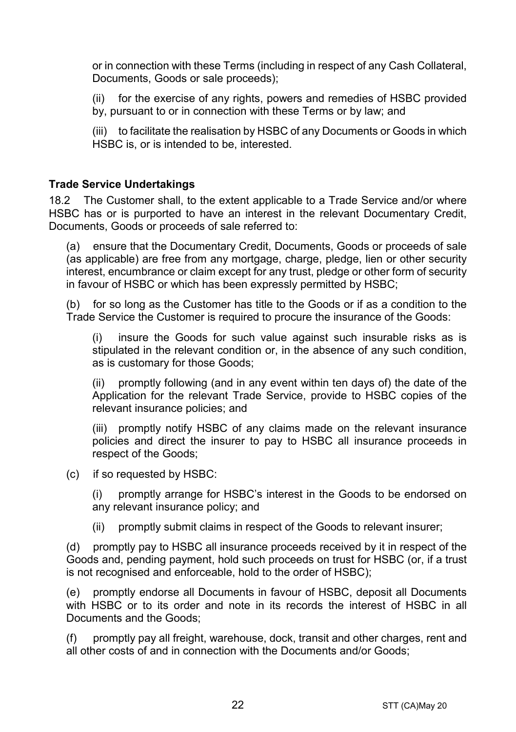or in connection with these Terms (including in respect of any Cash Collateral, Documents, Goods or sale proceeds);

(ii) for the exercise of any rights, powers and remedies of HSBC provided by, pursuant to or in connection with these Terms or by law; and

(iii) to facilitate the realisation by HSBC of any Documents or Goods in which HSBC is, or is intended to be, interested.

**Trade Service Undertakings**

18.2 The Customer shall, to the extent applicable to a Trade Service and/or where HSBC has or is purported to have an interest in the relevant Documentary Credit, Documents, Goods or proceeds of sale referred to:

(a) ensure that the Documentary Credit, Documents, Goods or proceeds of sale (as applicable) are free from any mortgage, charge, pledge, lien or other security interest, encumbrance or claim except for any trust, pledge or other form of security in favour of HSBC or which has been expressly permitted by HSBC;

(b) for so long as the Customer has title to the Goods or if as a condition to the Trade Service the Customer is required to procure the insurance of the Goods:

(i) insure the Goods for such value against such insurable risks as is stipulated in the relevant condition or, in the absence of any such condition, as is customary for those Goods;

(ii) promptly following (and in any event within ten days of) the date of the Application for the relevant Trade Service, provide to HSBC copies of the relevant insurance policies; and

(iii) promptly notify HSBC of any claims made on the relevant insurance policies and direct the insurer to pay to HSBC all insurance proceeds in respect of the Goods;

(c) if so requested by HSBC:

(i) promptly arrange for HSBC's interest in the Goods to be endorsed on any relevant insurance policy; and

(ii) promptly submit claims in respect of the Goods to relevant insurer;

(d) promptly pay to HSBC all insurance proceeds received by it in respect of the Goods and, pending payment, hold such proceeds on trust for HSBC (or, if a trust is not recognised and enforceable, hold to the order of HSBC);

(e) promptly endorse all Documents in favour of HSBC, deposit all Documents with HSBC or to its order and note in its records the interest of HSBC in all Documents and the Goods;

(f) promptly pay all freight, warehouse, dock, transit and other charges, rent and all other costs of and in connection with the Documents and/or Goods;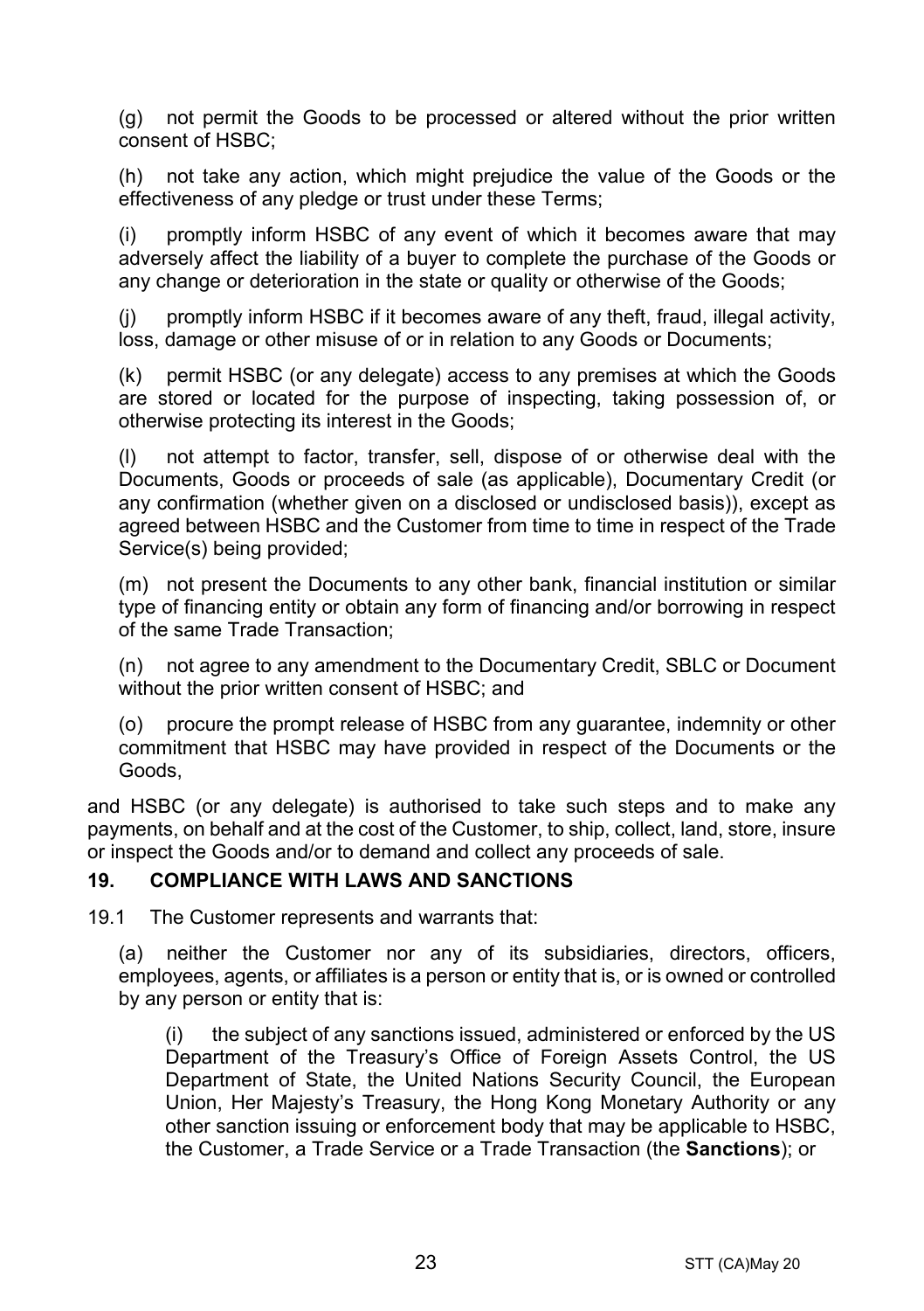(g) not permit the Goods to be processed or altered without the prior written consent of HSBC;

(h) not take any action, which might prejudice the value of the Goods or the effectiveness of any pledge or trust under these Terms;

(i) promptly inform HSBC of any event of which it becomes aware that may adversely affect the liability of a buyer to complete the purchase of the Goods or any change or deterioration in the state or quality or otherwise of the Goods;

(j) promptly inform HSBC if it becomes aware of any theft, fraud, illegal activity, loss, damage or other misuse of or in relation to any Goods or Documents;

(k) permit HSBC (or any delegate) access to any premises at which the Goods are stored or located for the purpose of inspecting, taking possession of, or otherwise protecting its interest in the Goods;

(l) not attempt to factor, transfer, sell, dispose of or otherwise deal with the Documents, Goods or proceeds of sale (as applicable), Documentary Credit (or any confirmation (whether given on a disclosed or undisclosed basis)), except as agreed between HSBC and the Customer from time to time in respect of the Trade Service(s) being provided;

(m) not present the Documents to any other bank, financial institution or similar type of financing entity or obtain any form of financing and/or borrowing in respect of the same Trade Transaction;

(n) not agree to any amendment to the Documentary Credit, SBLC or Document without the prior written consent of HSBC; and

(o) procure the prompt release of HSBC from any guarantee, indemnity or other commitment that HSBC may have provided in respect of the Documents or the Goods,

and HSBC (or any delegate) is authorised to take such steps and to make any payments, on behalf and at the cost of the Customer, to ship, collect, land, store, insure or inspect the Goods and/or to demand and collect any proceeds of sale.

## 19. COMPLIANCE WITH LAWS AND SANCTIONS

19.1 The Customer represents and warrants that:

(a) neither the Customer nor any of its subsidiaries, directors, officers, employees, agents, or affiliates is a person or entity that is, or is owned or controlled by any person or entity that is:

(i) the subject of any sanctions issued, administered or enforced by the US Department of the Treasury's Office of Foreign Assets Control, the US Department of State, the United Nations Security Council, the European Union, Her Majesty's Treasury, the Hong Kong Monetary Authority or any other sanction issuing or enforcement body that may be applicable to HSBC, the Customer, a Trade Service or a Trade Transaction (the **Sanctions**); or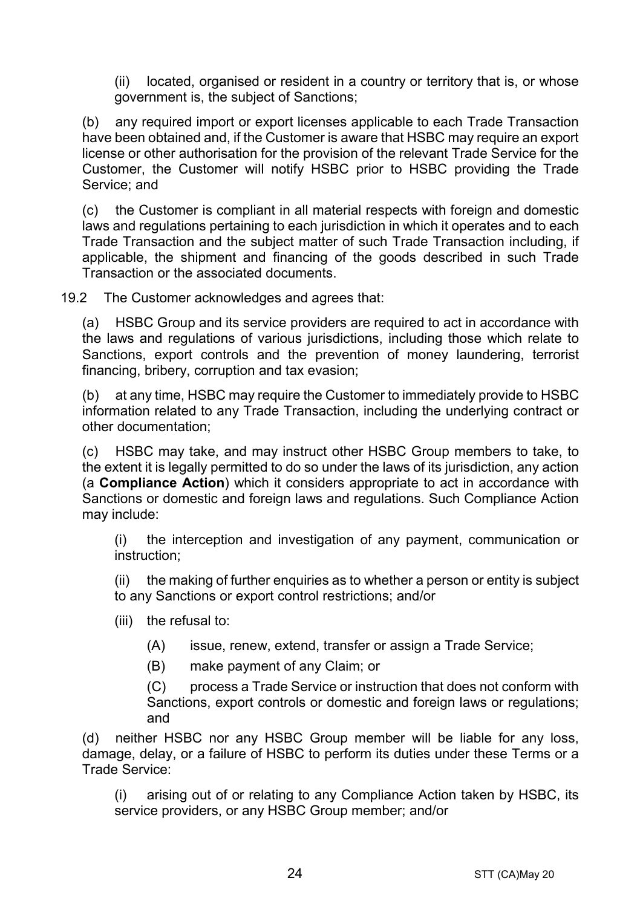(ii) located, organised or resident in a country or territory that is, or whose government is, the subject of Sanctions;

(b) any required import or export licenses applicable to each Trade Transaction have been obtained and, if the Customer is aware that HSBC may require an export license or other authorisation for the provision of the relevant Trade Service for the Customer, the Customer will notify HSBC prior to HSBC providing the Trade Service; and

(c) the Customer is compliant in all material respects with foreign and domestic laws and regulations pertaining to each jurisdiction in which it operates and to each Trade Transaction and the subject matter of such Trade Transaction including, if applicable, the shipment and financing of the goods described in such Trade Transaction or the associated documents.

19.2 The Customer acknowledges and agrees that:

(a) HSBC Group and its service providers are required to act in accordance with the laws and regulations of various jurisdictions, including those which relate to Sanctions, export controls and the prevention of money laundering, terrorist financing, bribery, corruption and tax evasion;

(b) at any time, HSBC may require the Customer to immediately provide to HSBC information related to any Trade Transaction, including the underlying contract or other documentation;

(c) HSBC may take, and may instruct other HSBC Group members to take, to the extent it is legally permitted to do so under the laws of its jurisdiction, any action (a **Compliance Action**) which it considers appropriate to act in accordance with Sanctions or domestic and foreign laws and regulations. Such Compliance Action may include:

(i) the interception and investigation of any payment, communication or instruction;

(ii) the making of further enquiries as to whether a person or entity is subject to any Sanctions or export control restrictions; and/or

(iii) the refusal to:

(A) issue, renew, extend, transfer or assign a Trade Service;

(B) make payment of any Claim; or

(C) process a Trade Service or instruction that does not conform with Sanctions, export controls or domestic and foreign laws or regulations; and

(d) neither HSBC nor any HSBC Group member will be liable for any loss, damage, delay, or a failure of HSBC to perform its duties under these Terms or a Trade Service:

(i) arising out of or relating to any Compliance Action taken by HSBC, its service providers, or any HSBC Group member; and/or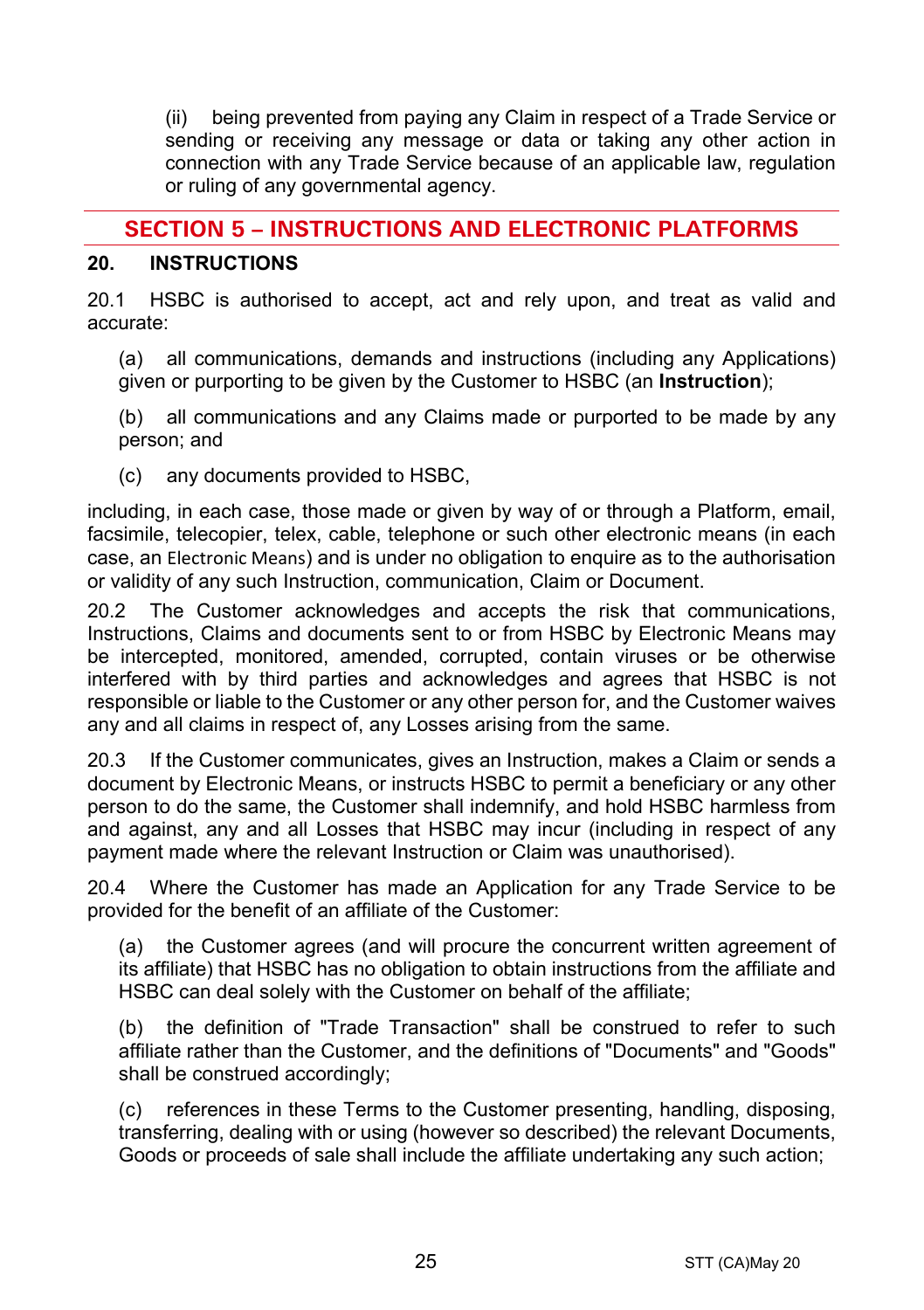(ii) being prevented from paying any Claim in respect of a Trade Service or sending or receiving any message or data or taking any other action in connection with any Trade Service because of an applicable law, regulation or ruling of any governmental agency.

## SECTION 5 – INSTRUCTIONS AND ELECTRONIC PLATFORMS

### 20. INSTRUCTIONS

20.1 HSBC is authorised to accept, act and rely upon, and treat as valid and accurate:

(a) all communications, demands and instructions (including any Applications) given or purporting to be given by the Customer to HSBC (an **Instruction**);

(b) all communications and any Claims made or purported to be made by any person; and

(c) any documents provided to HSBC,

including, in each case, those made or given by way of or through a Platform, email, facsimile, telecopier, telex, cable, telephone or such other electronic means (in each case, an Electronic Means) and is under no obligation to enquire as to the authorisation or validity of any such Instruction, communication, Claim or Document.

20.2 The Customer acknowledges and accepts the risk that communications, Instructions, Claims and documents sent to or from HSBC by Electronic Means may be intercepted, monitored, amended, corrupted, contain viruses or be otherwise interfered with by third parties and acknowledges and agrees that HSBC is not responsible or liable to the Customer or any other person for, and the Customer waives any and all claims in respect of, any Losses arising from the same.

20.3 If the Customer communicates, gives an Instruction, makes a Claim or sends a document by Electronic Means, or instructs HSBC to permit a beneficiary or any other person to do the same, the Customer shall indemnify, and hold HSBC harmless from and against, any and all Losses that HSBC may incur (including in respect of any payment made where the relevant Instruction or Claim was unauthorised).

20.4 Where the Customer has made an Application for any Trade Service to be provided for the benefit of an affiliate of the Customer:

(a) the Customer agrees (and will procure the concurrent written agreement of its affiliate) that HSBC has no obligation to obtain instructions from the affiliate and HSBC can deal solely with the Customer on behalf of the affiliate;

(b) the definition of "Trade Transaction" shall be construed to refer to such affiliate rather than the Customer, and the definitions of "Documents" and "Goods" shall be construed accordingly;

(c) references in these Terms to the Customer presenting, handling, disposing, transferring, dealing with or using (however so described) the relevant Documents, Goods or proceeds of sale shall include the affiliate undertaking any such action;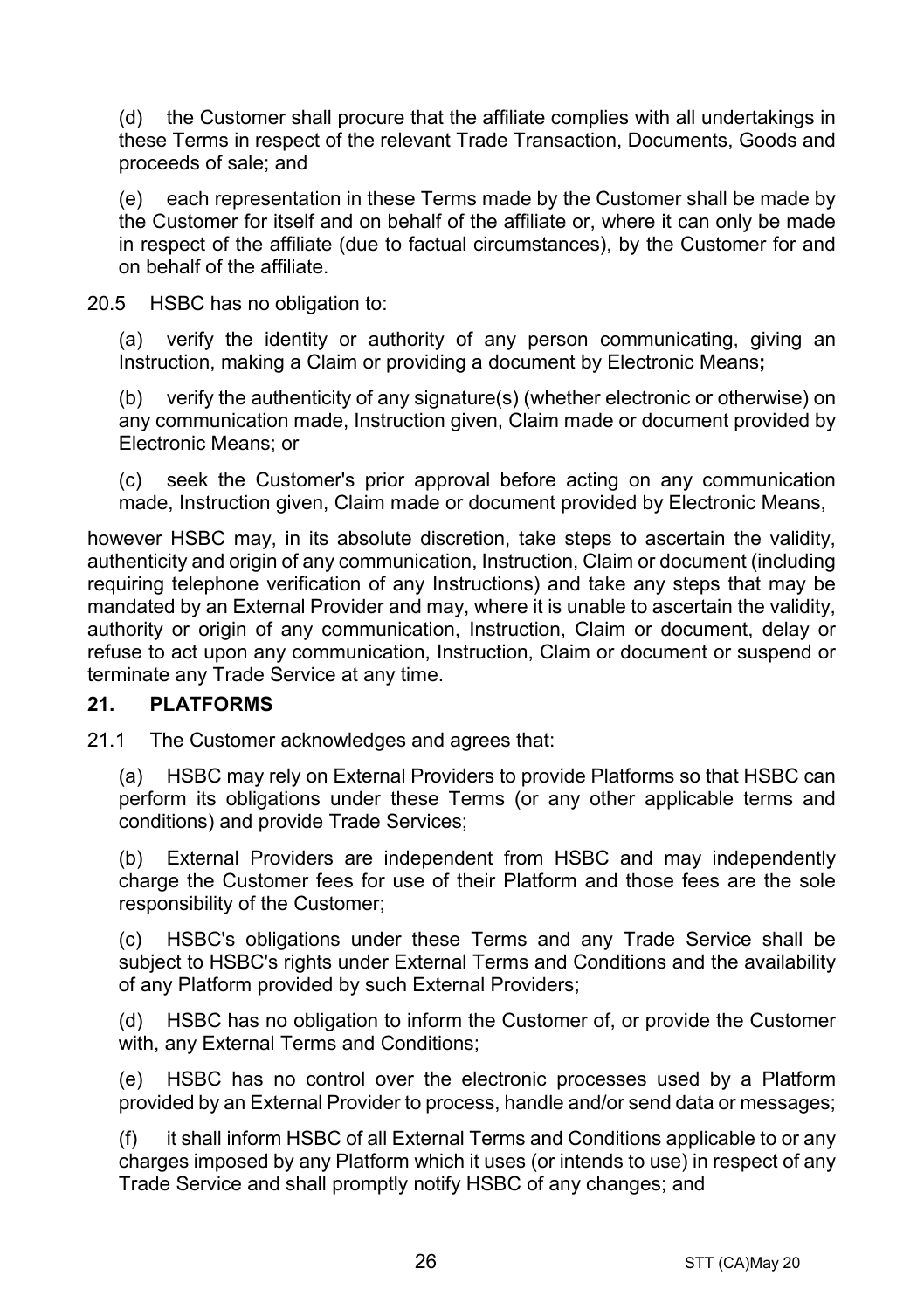(d) the Customer shall procure that the affiliate complies with all undertakings in these Terms in respect of the relevant Trade Transaction, Documents, Goods and proceeds of sale; and

(e) each representation in these Terms made by the Customer shall be made by the Customer for itself and on behalf of the affiliate or, where it can only be made in respect of the affiliate (due to factual circumstances), by the Customer for and on behalf of the affiliate.

20.5 HSBC has no obligation to:

(a) verify the identity or authority of any person communicating, giving an Instruction, making a Claim or providing a document by Electronic Means**;**

(b) verify the authenticity of any signature(s) (whether electronic or otherwise) on any communication made, Instruction given, Claim made or document provided by Electronic Means; or

(c) seek the Customer's prior approval before acting on any communication made, Instruction given, Claim made or document provided by Electronic Means,

however HSBC may, in its absolute discretion, take steps to ascertain the validity, authenticity and origin of any communication, Instruction, Claim or document (including requiring telephone verification of any Instructions) and take any steps that may be mandated by an External Provider and may, where it is unable to ascertain the validity, authority or origin of any communication, Instruction, Claim or document, delay or refuse to act upon any communication, Instruction, Claim or document or suspend or terminate any Trade Service at any time.

## 21. PLATFORMS

21.1 The Customer acknowledges and agrees that:

(a) HSBC may rely on External Providers to provide Platforms so that HSBC can perform its obligations under these Terms (or any other applicable terms and conditions) and provide Trade Services;

(b) External Providers are independent from HSBC and may independently charge the Customer fees for use of their Platform and those fees are the sole responsibility of the Customer;

(c) HSBC's obligations under these Terms and any Trade Service shall be subject to HSBC's rights under External Terms and Conditions and the availability of any Platform provided by such External Providers;

(d) HSBC has no obligation to inform the Customer of, or provide the Customer with, any External Terms and Conditions;

(e) HSBC has no control over the electronic processes used by a Platform provided by an External Provider to process, handle and/or send data or messages;

(f) it shall inform HSBC of all External Terms and Conditions applicable to or any charges imposed by any Platform which it uses (or intends to use) in respect of any Trade Service and shall promptly notify HSBC of any changes; and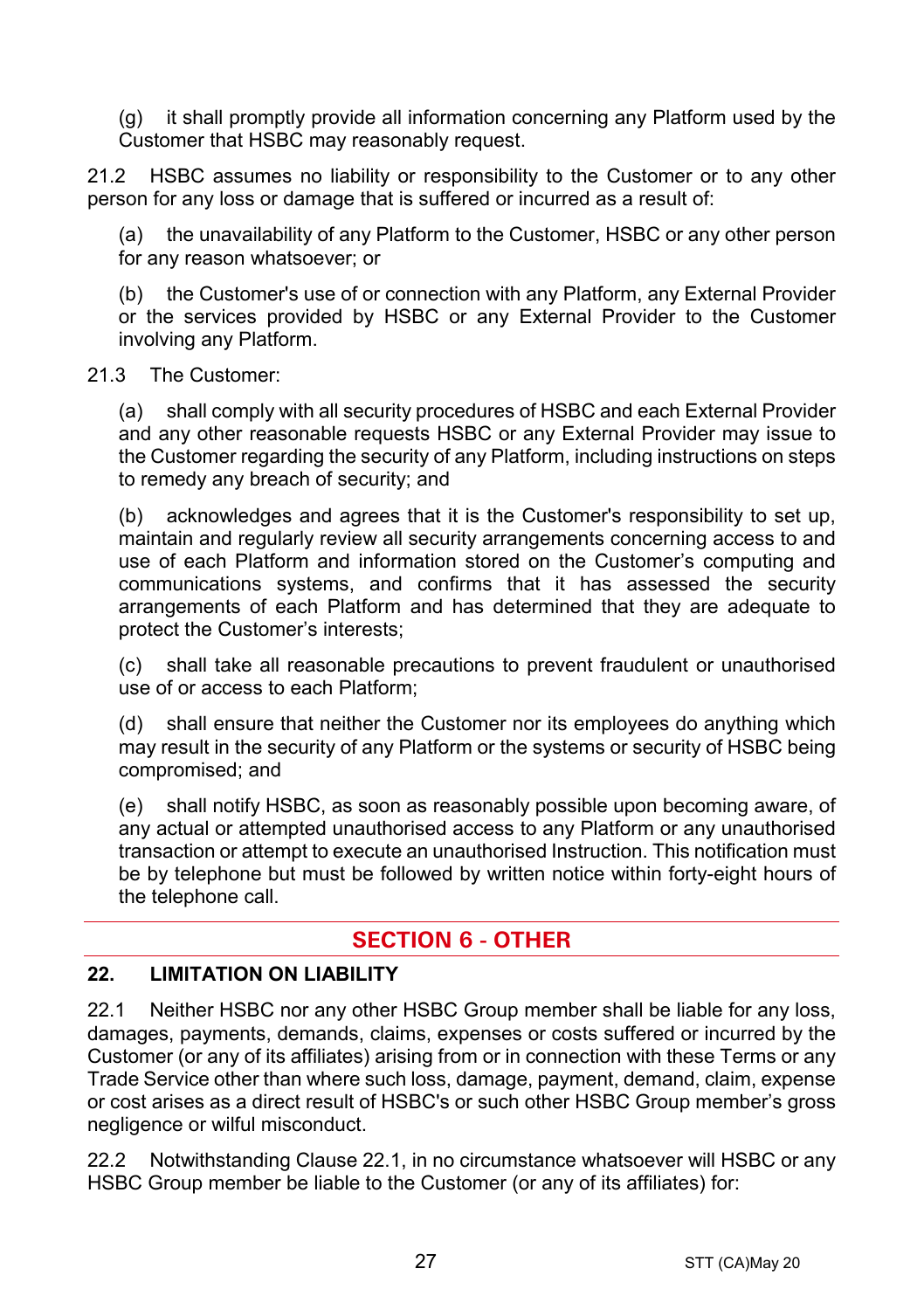(g) it shall promptly provide all information concerning any Platform used by the Customer that HSBC may reasonably request.

21.2 HSBC assumes no liability or responsibility to the Customer or to any other person for any loss or damage that is suffered or incurred as a result of:

(a) the unavailability of any Platform to the Customer, HSBC or any other person for any reason whatsoever; or

(b) the Customer's use of or connection with any Platform, any External Provider or the services provided by HSBC or any External Provider to the Customer involving any Platform.

21.3 The Customer:

(a) shall comply with all security procedures of HSBC and each External Provider and any other reasonable requests HSBC or any External Provider may issue to the Customer regarding the security of any Platform, including instructions on steps to remedy any breach of security; and

(b) acknowledges and agrees that it is the Customer's responsibility to set up, maintain and regularly review all security arrangements concerning access to and use of each Platform and information stored on the Customer's computing and communications systems, and confirms that it has assessed the security arrangements of each Platform and has determined that they are adequate to protect the Customer's interests;

(c) shall take all reasonable precautions to prevent fraudulent or unauthorised use of or access to each Platform;

(d) shall ensure that neither the Customer nor its employees do anything which may result in the security of any Platform or the systems or security of HSBC being compromised; and

(e) shall notify HSBC, as soon as reasonably possible upon becoming aware, of any actual or attempted unauthorised access to any Platform or any unauthorised transaction or attempt to execute an unauthorised Instruction. This notification must be by telephone but must be followed by written notice within forty-eight hours of the telephone call.

## SECTION 6 - OTHER

### 22. LIMITATION ON LIABILITY

22.1 Neither HSBC nor any other HSBC Group member shall be liable for any loss, damages, payments, demands, claims, expenses or costs suffered or incurred by the Customer (or any of its affiliates) arising from or in connection with these Terms or any Trade Service other than where such loss, damage, payment, demand, claim, expense or cost arises as a direct result of HSBC's or such other HSBC Group member's gross negligence or wilful misconduct.

22.2 Notwithstanding Clause 22.1, in no circumstance whatsoever will HSBC or any HSBC Group member be liable to the Customer (or any of its affiliates) for: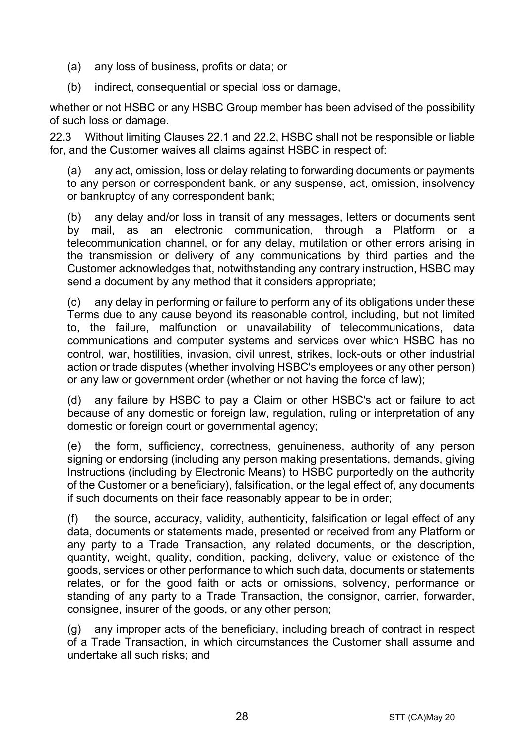(a) any loss of business, profits or data; or

(b) indirect, consequential or special loss or damage,

whether or not HSBC or any HSBC Group member has been advised of the possibility of such loss or damage.

22.3 Without limiting Clauses 22.1 and 22.2, HSBC shall not be responsible or liable for, and the Customer waives all claims against HSBC in respect of:

(a) any act, omission, loss or delay relating to forwarding documents or payments to any person or correspondent bank, or any suspense, act, omission, insolvency or bankruptcy of any correspondent bank;

(b) any delay and/or loss in transit of any messages, letters or documents sent by mail, as an electronic communication, through a Platform or a telecommunication channel, or for any delay, mutilation or other errors arising in the transmission or delivery of any communications by third parties and the Customer acknowledges that, notwithstanding any contrary instruction, HSBC may send a document by any method that it considers appropriate;

(c) any delay in performing or failure to perform any of its obligations under these Terms due to any cause beyond its reasonable control, including, but not limited to, the failure, malfunction or unavailability of telecommunications, data communications and computer systems and services over which HSBC has no control, war, hostilities, invasion, civil unrest, strikes, lock-outs or other industrial action or trade disputes (whether involving HSBC's employees or any other person) or any law or government order (whether or not having the force of law);

(d) any failure by HSBC to pay a Claim or other HSBC's act or failure to act because of any domestic or foreign law, regulation, ruling or interpretation of any domestic or foreign court or governmental agency;

(e) the form, sufficiency, correctness, genuineness, authority of any person signing or endorsing (including any person making presentations, demands, giving Instructions (including by Electronic Means) to HSBC purportedly on the authority of the Customer or a beneficiary), falsification, or the legal effect of, any documents if such documents on their face reasonably appear to be in order;

(f) the source, accuracy, validity, authenticity, falsification or legal effect of any data, documents or statements made, presented or received from any Platform or any party to a Trade Transaction, any related documents, or the description, quantity, weight, quality, condition, packing, delivery, value or existence of the goods, services or other performance to which such data, documents or statements relates, or for the good faith or acts or omissions, solvency, performance or standing of any party to a Trade Transaction, the consignor, carrier, forwarder, consignee, insurer of the goods, or any other person;

(g) any improper acts of the beneficiary, including breach of contract in respect of a Trade Transaction, in which circumstances the Customer shall assume and undertake all such risks; and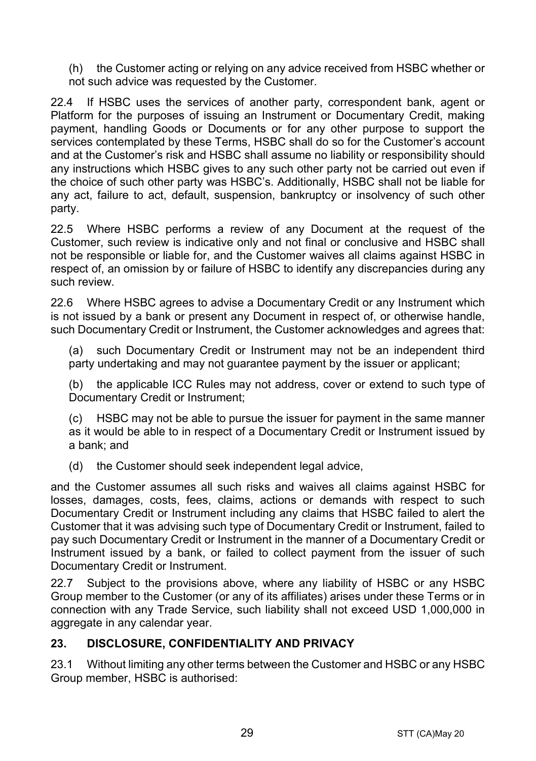(h) the Customer acting or relying on any advice received from HSBC whether or not such advice was requested by the Customer.

22.4 If HSBC uses the services of another party, correspondent bank, agent or Platform for the purposes of issuing an Instrument or Documentary Credit, making payment, handling Goods or Documents or for any other purpose to support the services contemplated by these Terms, HSBC shall do so for the Customer's account and at the Customer's risk and HSBC shall assume no liability or responsibility should any instructions which HSBC gives to any such other party not be carried out even if the choice of such other party was HSBC's. Additionally, HSBC shall not be liable for any act, failure to act, default, suspension, bankruptcy or insolvency of such other party.

22.5 Where HSBC performs a review of any Document at the request of the Customer, such review is indicative only and not final or conclusive and HSBC shall not be responsible or liable for, and the Customer waives all claims against HSBC in respect of, an omission by or failure of HSBC to identify any discrepancies during any such review.

22.6 Where HSBC agrees to advise a Documentary Credit or any Instrument which is not issued by a bank or present any Document in respect of, or otherwise handle, such Documentary Credit or Instrument, the Customer acknowledges and agrees that:

(a) such Documentary Credit or Instrument may not be an independent third party undertaking and may not guarantee payment by the issuer or applicant;

(b) the applicable ICC Rules may not address, cover or extend to such type of Documentary Credit or Instrument;

(c) HSBC may not be able to pursue the issuer for payment in the same manner as it would be able to in respect of a Documentary Credit or Instrument issued by a bank; and

(d) the Customer should seek independent legal advice,

and the Customer assumes all such risks and waives all claims against HSBC for losses, damages, costs, fees, claims, actions or demands with respect to such Documentary Credit or Instrument including any claims that HSBC failed to alert the Customer that it was advising such type of Documentary Credit or Instrument, failed to pay such Documentary Credit or Instrument in the manner of a Documentary Credit or Instrument issued by a bank, or failed to collect payment from the issuer of such Documentary Credit or Instrument.

22.7 Subject to the provisions above, where any liability of HSBC or any HSBC Group member to the Customer (or any of its affiliates) arises under these Terms or in connection with any Trade Service, such liability shall not exceed USD 1,000,000 in aggregate in any calendar year.

## 23. DISCLOSURE, CONFIDENTIALITY AND PRIVACY

23.1 Without limiting any other terms between the Customer and HSBC or any HSBC Group member, HSBC is authorised: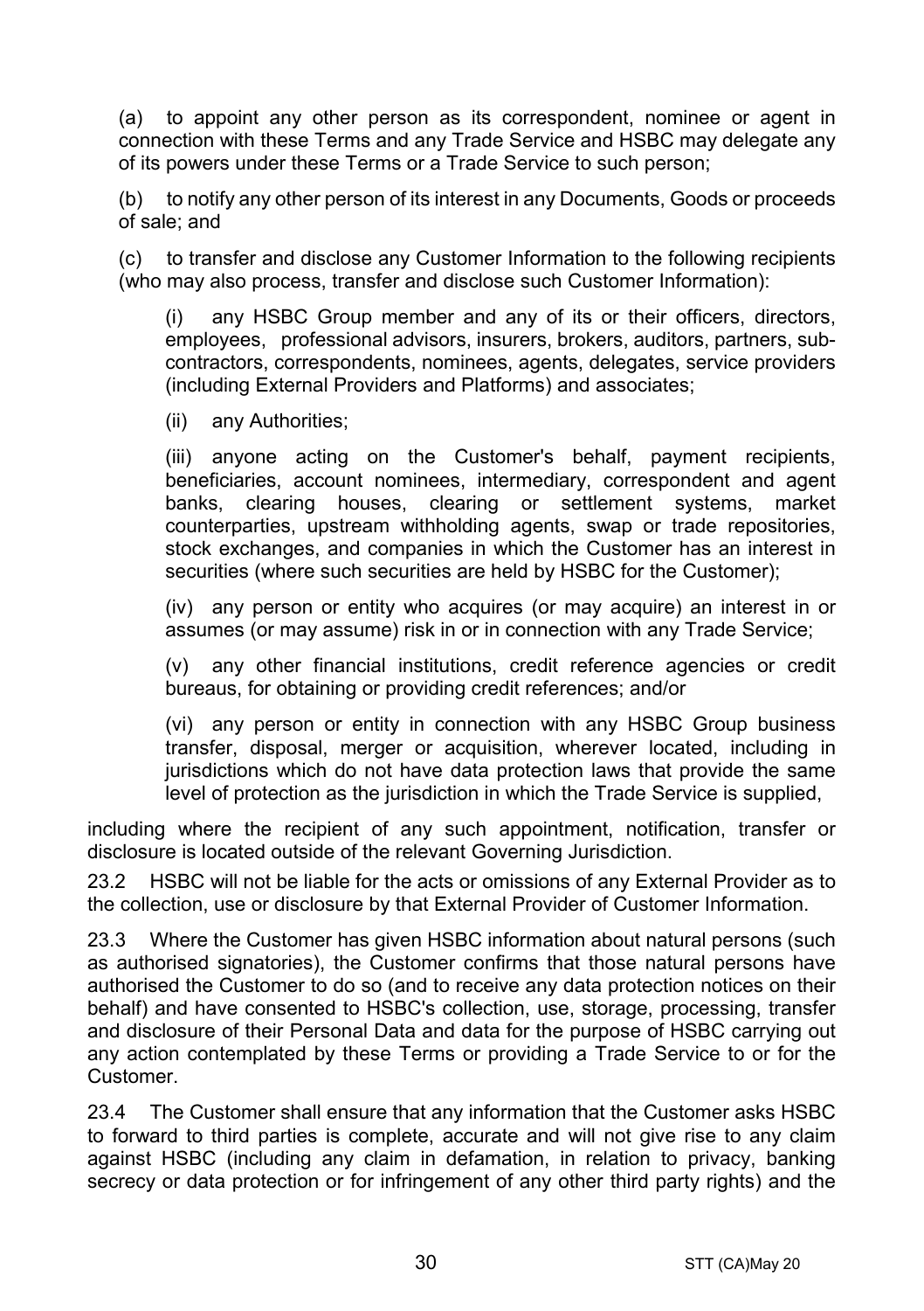(a) to appoint any other person as its correspondent, nominee or agent in connection with these Terms and any Trade Service and HSBC may delegate any of its powers under these Terms or a Trade Service to such person;

(b) to notify any other person of its interest in any Documents, Goods or proceeds of sale; and

(c) to transfer and disclose any Customer Information to the following recipients (who may also process, transfer and disclose such Customer Information):

> (i) any HSBC Group member and any of its or their officers, directors, employees, professional advisors, insurers, brokers, auditors, partners, sub-contractors, correspondents, nominees, agents, delegates, service providers (including External Providers and Platforms) and associates;
>
> (ii) any Authorities;
>
> (iii) anyone acting on the Customer's behalf, payment recipients, beneficiaries, account nominees, intermediary, correspondent and agent banks, clearing houses, clearing or settlement systems, market counterparties, upstream withholding agents, swap or trade repositories, stock exchanges, and companies in which the Customer has an interest in securities (where such securities are held by HSBC for the Customer);
>
> (iv) any person or entity who acquires (or may acquire) an interest in or assumes (or may assume) risk in or in connection with any Trade Service;
>
> (v) any other financial institutions, credit reference agencies or credit bureaus, for obtaining or providing credit references; and/or
>
> (vi) any person or entity in connection with any HSBC Group business transfer, disposal, merger or acquisition, wherever located, including in jurisdictions which do not have data protection laws that provide the same level of protection as the jurisdiction in which the Trade Service is supplied,

including where the recipient of any such appointment, notification, transfer or disclosure is located outside of the relevant Governing Jurisdiction.

23.2 HSBC will not be liable for the acts or omissions of any External Provider as to the collection, use or disclosure by that External Provider of Customer Information.

23.3 Where the Customer has given HSBC information about natural persons (such as authorised signatories), the Customer confirms that those natural persons have authorised the Customer to do so (and to receive any data protection notices on their behalf) and have consented to HSBC's collection, use, storage, processing, transfer and disclosure of their Personal Data and data for the purpose of HSBC carrying out any action contemplated by these Terms or providing a Trade Service to or for the Customer.

23.4 The Customer shall ensure that any information that the Customer asks HSBC to forward to third parties is complete, accurate and will not give rise to any claim against HSBC (including any claim in defamation, in relation to privacy, banking secrecy or data protection or for infringement of any other third party rights) and the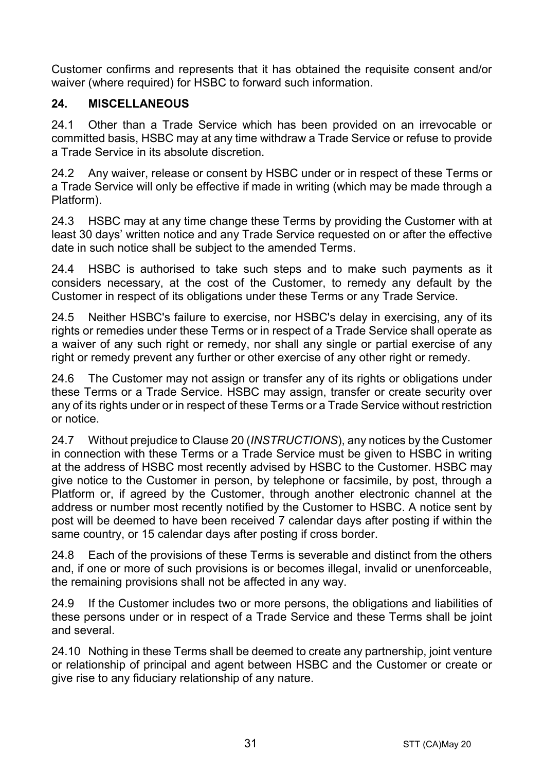Customer confirms and represents that it has obtained the requisite consent and/or waiver (where required) for HSBC to forward such information.

## 24. MISCELLANEOUS

24.1 Other than a Trade Service which has been provided on an irrevocable or committed basis, HSBC may at any time withdraw a Trade Service or refuse to provide a Trade Service in its absolute discretion.

24.2 Any waiver, release or consent by HSBC under or in respect of these Terms or a Trade Service will only be effective if made in writing (which may be made through a Platform).

24.3 HSBC may at any time change these Terms by providing the Customer with at least 30 days' written notice and any Trade Service requested on or after the effective date in such notice shall be subject to the amended Terms.

24.4 HSBC is authorised to take such steps and to make such payments as it considers necessary, at the cost of the Customer, to remedy any default by the Customer in respect of its obligations under these Terms or any Trade Service.

24.5 Neither HSBC's failure to exercise, nor HSBC's delay in exercising, any of its rights or remedies under these Terms or in respect of a Trade Service shall operate as a waiver of any such right or remedy, nor shall any single or partial exercise of any right or remedy prevent any further or other exercise of any other right or remedy.

24.6 The Customer may not assign or transfer any of its rights or obligations under these Terms or a Trade Service. HSBC may assign, transfer or create security over any of its rights under or in respect of these Terms or a Trade Service without restriction or notice.

24.7 Without prejudice to Clause 20 (*INSTRUCTIONS*), any notices by the Customer in connection with these Terms or a Trade Service must be given to HSBC in writing at the address of HSBC most recently advised by HSBC to the Customer. HSBC may give notice to the Customer in person, by telephone or facsimile, by post, through a Platform or, if agreed by the Customer, through another electronic channel at the address or number most recently notified by the Customer to HSBC. A notice sent by post will be deemed to have been received 7 calendar days after posting if within the same country, or 15 calendar days after posting if cross border.

24.8 Each of the provisions of these Terms is severable and distinct from the others and, if one or more of such provisions is or becomes illegal, invalid or unenforceable, the remaining provisions shall not be affected in any way.

24.9 If the Customer includes two or more persons, the obligations and liabilities of these persons under or in respect of a Trade Service and these Terms shall be joint and several.

24.10 Nothing in these Terms shall be deemed to create any partnership, joint venture or relationship of principal and agent between HSBC and the Customer or create or give rise to any fiduciary relationship of any nature.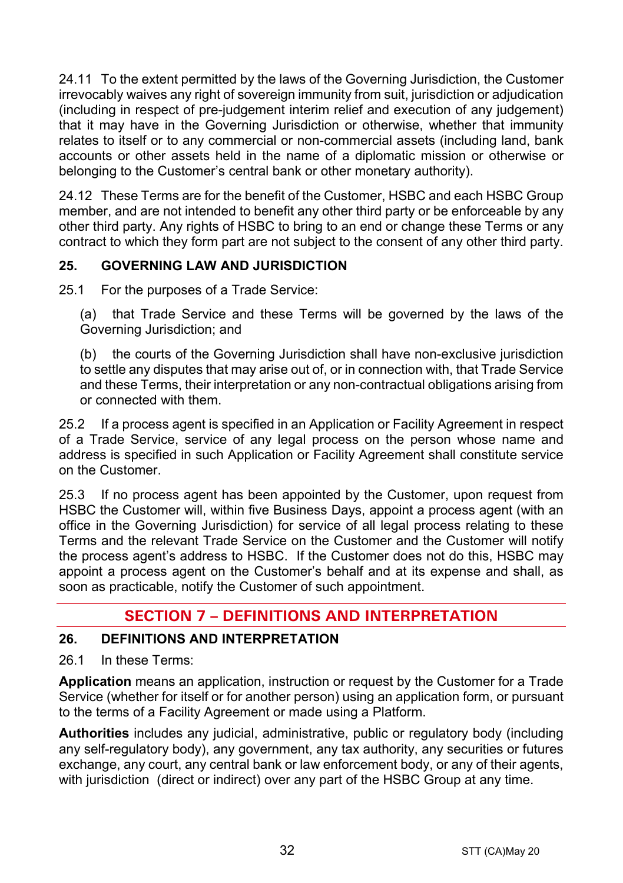24.11 To the extent permitted by the laws of the Governing Jurisdiction, the Customer irrevocably waives any right of sovereign immunity from suit, jurisdiction or adjudication (including in respect of pre-judgement interim relief and execution of any judgement) that it may have in the Governing Jurisdiction or otherwise, whether that immunity relates to itself or to any commercial or non-commercial assets (including land, bank accounts or other assets held in the name of a diplomatic mission or otherwise or belonging to the Customer's central bank or other monetary authority).

24.12 These Terms are for the benefit of the Customer, HSBC and each HSBC Group member, and are not intended to benefit any other third party or be enforceable by any other third party. Any rights of HSBC to bring to an end or change these Terms or any contract to which they form part are not subject to the consent of any other third party.

### 25. GOVERNING LAW AND JURISDICTION

25.1 For the purposes of a Trade Service:

(a) that Trade Service and these Terms will be governed by the laws of the Governing Jurisdiction; and

(b) the courts of the Governing Jurisdiction shall have non-exclusive jurisdiction to settle any disputes that may arise out of, or in connection with, that Trade Service and these Terms, their interpretation or any non-contractual obligations arising from or connected with them.

25.2 If a process agent is specified in an Application or Facility Agreement in respect of a Trade Service, service of any legal process on the person whose name and address is specified in such Application or Facility Agreement shall constitute service on the Customer.

25.3 If no process agent has been appointed by the Customer, upon request from HSBC the Customer will, within five Business Days, appoint a process agent (with an office in the Governing Jurisdiction) for service of all legal process relating to these Terms and the relevant Trade Service on the Customer and the Customer will notify the process agent's address to HSBC. If the Customer does not do this, HSBC may appoint a process agent on the Customer's behalf and at its expense and shall, as soon as practicable, notify the Customer of such appointment.

## SECTION 7 – DEFINITIONS AND INTERPRETATION

### 26. DEFINITIONS AND INTERPRETATION

26.1 In these Terms:

**Application** means an application, instruction or request by the Customer for a Trade Service (whether for itself or for another person) using an application form, or pursuant to the terms of a Facility Agreement or made using a Platform.

**Authorities** includes any judicial, administrative, public or regulatory body (including any self-regulatory body), any government, any tax authority, any securities or futures exchange, any court, any central bank or law enforcement body, or any of their agents, with jurisdiction (direct or indirect) over any part of the HSBC Group at any time.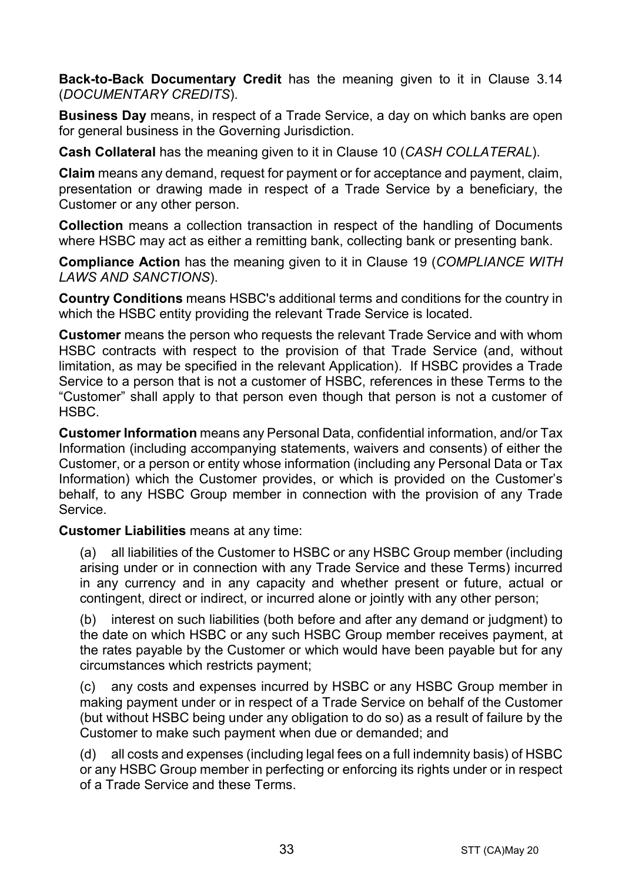**Back-to-Back Documentary Credit** has the meaning given to it in Clause 3.14 (*DOCUMENTARY CREDITS*).

**Business Day** means, in respect of a Trade Service, a day on which banks are open for general business in the Governing Jurisdiction.

**Cash Collateral** has the meaning given to it in Clause 10 (*CASH COLLATERAL*).

**Claim** means any demand, request for payment or for acceptance and payment, claim, presentation or drawing made in respect of a Trade Service by a beneficiary, the Customer or any other person.

**Collection** means a collection transaction in respect of the handling of Documents where HSBC may act as either a remitting bank, collecting bank or presenting bank.

**Compliance Action** has the meaning given to it in Clause 19 (*COMPLIANCE WITH LAWS AND SANCTIONS*).

**Country Conditions** means HSBC's additional terms and conditions for the country in which the HSBC entity providing the relevant Trade Service is located.

**Customer** means the person who requests the relevant Trade Service and with whom HSBC contracts with respect to the provision of that Trade Service (and, without limitation, as may be specified in the relevant Application). If HSBC provides a Trade Service to a person that is not a customer of HSBC, references in these Terms to the "Customer" shall apply to that person even though that person is not a customer of HSBC.

**Customer Information** means any Personal Data, confidential information, and/or Tax Information (including accompanying statements, waivers and consents) of either the Customer, or a person or entity whose information (including any Personal Data or Tax Information) which the Customer provides, or which is provided on the Customer's behalf, to any HSBC Group member in connection with the provision of any Trade Service.

**Customer Liabilities** means at any time:

(a) all liabilities of the Customer to HSBC or any HSBC Group member (including arising under or in connection with any Trade Service and these Terms) incurred in any currency and in any capacity and whether present or future, actual or contingent, direct or indirect, or incurred alone or jointly with any other person;

(b) interest on such liabilities (both before and after any demand or judgment) to the date on which HSBC or any such HSBC Group member receives payment, at the rates payable by the Customer or which would have been payable but for any circumstances which restricts payment;

(c) any costs and expenses incurred by HSBC or any HSBC Group member in making payment under or in respect of a Trade Service on behalf of the Customer (but without HSBC being under any obligation to do so) as a result of failure by the Customer to make such payment when due or demanded; and

(d) all costs and expenses (including legal fees on a full indemnity basis) of HSBC or any HSBC Group member in perfecting or enforcing its rights under or in respect of a Trade Service and these Terms.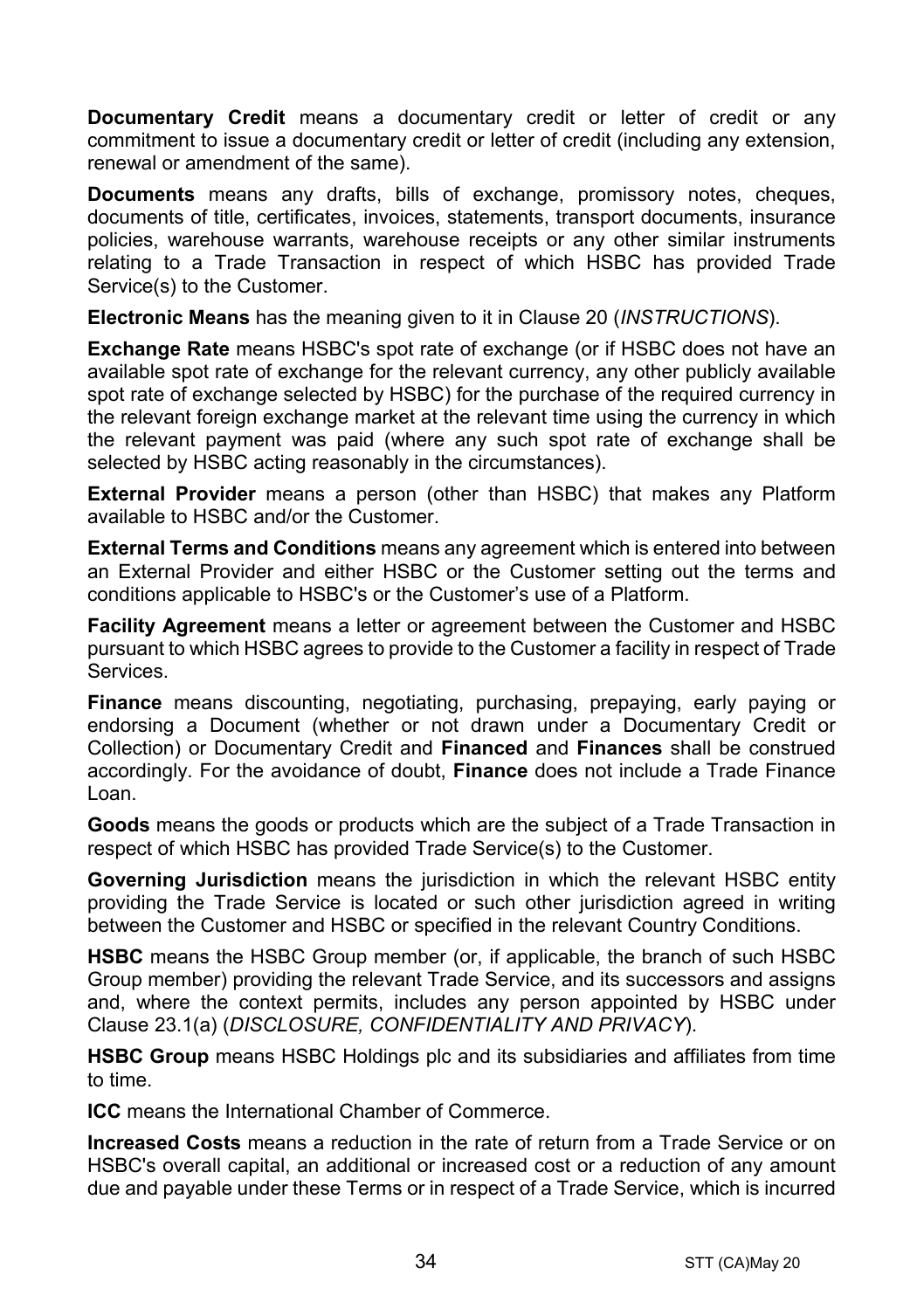**Documentary Credit** means a documentary credit or letter of credit or any commitment to issue a documentary credit or letter of credit (including any extension, renewal or amendment of the same).

**Documents** means any drafts, bills of exchange, promissory notes, cheques, documents of title, certificates, invoices, statements, transport documents, insurance policies, warehouse warrants, warehouse receipts or any other similar instruments relating to a Trade Transaction in respect of which HSBC has provided Trade Service(s) to the Customer.

**Electronic Means** has the meaning given to it in Clause 20 (*INSTRUCTIONS*).

**Exchange Rate** means HSBC's spot rate of exchange (or if HSBC does not have an available spot rate of exchange for the relevant currency, any other publicly available spot rate of exchange selected by HSBC) for the purchase of the required currency in the relevant foreign exchange market at the relevant time using the currency in which the relevant payment was paid (where any such spot rate of exchange shall be selected by HSBC acting reasonably in the circumstances).

**External Provider** means a person (other than HSBC) that makes any Platform available to HSBC and/or the Customer.

**External Terms and Conditions** means any agreement which is entered into between an External Provider and either HSBC or the Customer setting out the terms and conditions applicable to HSBC's or the Customer's use of a Platform.

**Facility Agreement** means a letter or agreement between the Customer and HSBC pursuant to which HSBC agrees to provide to the Customer a facility in respect of Trade Services.

**Finance** means discounting, negotiating, purchasing, prepaying, early paying or endorsing a Document (whether or not drawn under a Documentary Credit or Collection) or Documentary Credit and **Financed** and **Finances** shall be construed accordingly. For the avoidance of doubt, **Finance** does not include a Trade Finance Loan.

**Goods** means the goods or products which are the subject of a Trade Transaction in respect of which HSBC has provided Trade Service(s) to the Customer.

**Governing Jurisdiction** means the jurisdiction in which the relevant HSBC entity providing the Trade Service is located or such other jurisdiction agreed in writing between the Customer and HSBC or specified in the relevant Country Conditions.

**HSBC** means the HSBC Group member (or, if applicable, the branch of such HSBC Group member) providing the relevant Trade Service, and its successors and assigns and, where the context permits, includes any person appointed by HSBC under Clause 23.1(a) (*DISCLOSURE, CONFIDENTIALITY AND PRIVACY*).

**HSBC Group** means HSBC Holdings plc and its subsidiaries and affiliates from time to time.

**ICC** means the International Chamber of Commerce.

**Increased Costs** means a reduction in the rate of return from a Trade Service or on HSBC's overall capital, an additional or increased cost or a reduction of any amount due and payable under these Terms or in respect of a Trade Service, which is incurred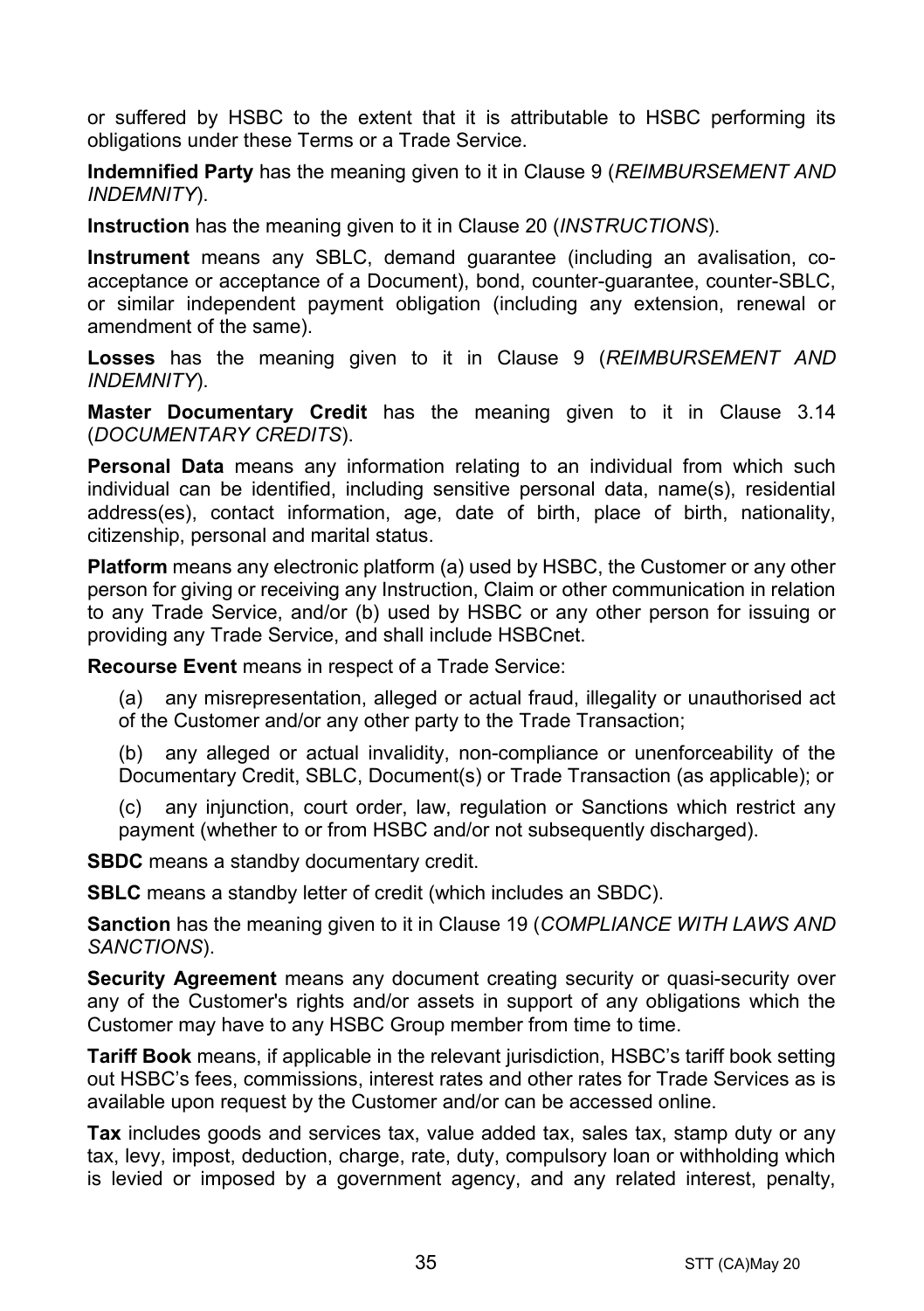or suffered by HSBC to the extent that it is attributable to HSBC performing its obligations under these Terms or a Trade Service.

**Indemnified Party** has the meaning given to it in Clause 9 (*REIMBURSEMENT AND INDEMNITY*).

**Instruction** has the meaning given to it in Clause 20 (*INSTRUCTIONS*).

**Instrument** means any SBLC, demand guarantee (including an avalisation, co-acceptance or acceptance of a Document), bond, counter-guarantee, counter-SBLC, or similar independent payment obligation (including any extension, renewal or amendment of the same).

**Losses** has the meaning given to it in Clause 9 (*REIMBURSEMENT AND INDEMNITY*).

**Master Documentary Credit** has the meaning given to it in Clause 3.14 (*DOCUMENTARY CREDITS*).

**Personal Data** means any information relating to an individual from which such individual can be identified, including sensitive personal data, name(s), residential address(es), contact information, age, date of birth, place of birth, nationality, citizenship, personal and marital status.

**Platform** means any electronic platform (a) used by HSBC, the Customer or any other person for giving or receiving any Instruction, Claim or other communication in relation to any Trade Service, and/or (b) used by HSBC or any other person for issuing or providing any Trade Service, and shall include HSBCnet.

**Recourse Event** means in respect of a Trade Service:

(a) any misrepresentation, alleged or actual fraud, illegality or unauthorised act of the Customer and/or any other party to the Trade Transaction;

(b) any alleged or actual invalidity, non-compliance or unenforceability of the Documentary Credit, SBLC, Document(s) or Trade Transaction (as applicable); or

(c) any injunction, court order, law, regulation or Sanctions which restrict any payment (whether to or from HSBC and/or not subsequently discharged).

**SBDC** means a standby documentary credit.

**SBLC** means a standby letter of credit (which includes an SBDC).

**Sanction** has the meaning given to it in Clause 19 (*COMPLIANCE WITH LAWS AND SANCTIONS*).

**Security Agreement** means any document creating security or quasi-security over any of the Customer's rights and/or assets in support of any obligations which the Customer may have to any HSBC Group member from time to time.

**Tariff Book** means, if applicable in the relevant jurisdiction, HSBC's tariff book setting out HSBC's fees, commissions, interest rates and other rates for Trade Services as is available upon request by the Customer and/or can be accessed online.

**Tax** includes goods and services tax, value added tax, sales tax, stamp duty or any tax, levy, impost, deduction, charge, rate, duty, compulsory loan or withholding which is levied or imposed by a government agency, and any related interest, penalty,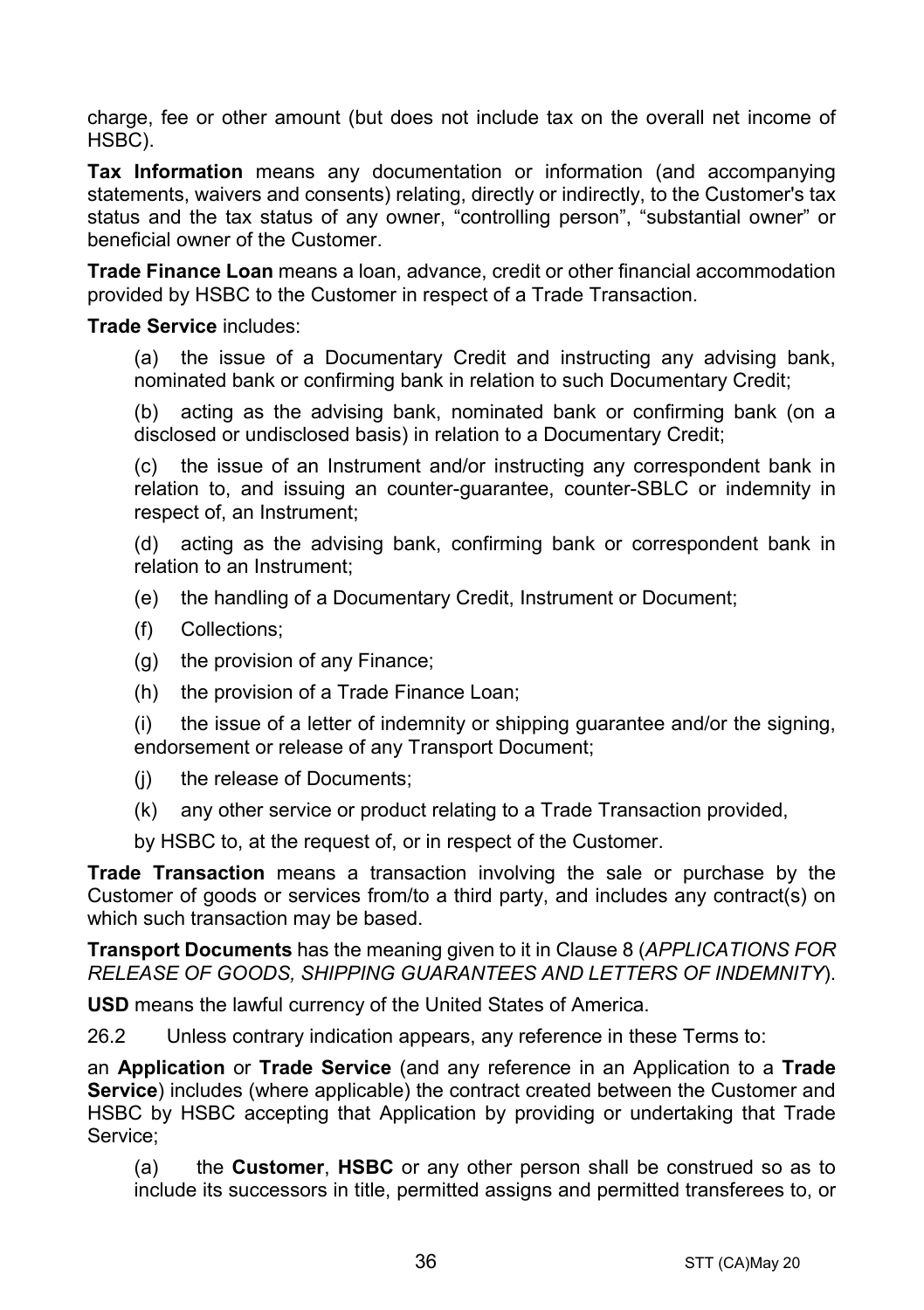charge, fee or other amount (but does not include tax on the overall net income of HSBC).

**Tax Information** means any documentation or information (and accompanying statements, waivers and consents) relating, directly or indirectly, to the Customer's tax status and the tax status of any owner, "controlling person", "substantial owner" or beneficial owner of the Customer.

**Trade Finance Loan** means a loan, advance, credit or other financial accommodation provided by HSBC to the Customer in respect of a Trade Transaction.

**Trade Service** includes:

(a) the issue of a Documentary Credit and instructing any advising bank, nominated bank or confirming bank in relation to such Documentary Credit;

(b) acting as the advising bank, nominated bank or confirming bank (on a disclosed or undisclosed basis) in relation to a Documentary Credit;

(c) the issue of an Instrument and/or instructing any correspondent bank in relation to, and issuing an counter-guarantee, counter-SBLC or indemnity in respect of, an Instrument;

(d) acting as the advising bank, confirming bank or correspondent bank in relation to an Instrument;

(e) the handling of a Documentary Credit, Instrument or Document;

(f) Collections;

(g) the provision of any Finance;

(h) the provision of a Trade Finance Loan;

(i) the issue of a letter of indemnity or shipping guarantee and/or the signing, endorsement or release of any Transport Document;

(j) the release of Documents;

(k) any other service or product relating to a Trade Transaction provided,

by HSBC to, at the request of, or in respect of the Customer.

**Trade Transaction** means a transaction involving the sale or purchase by the Customer of goods or services from/to a third party, and includes any contract(s) on which such transaction may be based.

**Transport Documents** has the meaning given to it in Clause 8 (*APPLICATIONS FOR RELEASE OF GOODS, SHIPPING GUARANTEES AND LETTERS OF INDEMNITY*).

**USD** means the lawful currency of the United States of America.

26.2 Unless contrary indication appears, any reference in these Terms to:

an **Application** or **Trade Service** (and any reference in an Application to a **Trade Service**) includes (where applicable) the contract created between the Customer and HSBC by HSBC accepting that Application by providing or undertaking that Trade Service;

(a) the **Customer**, **HSBC** or any other person shall be construed so as to include its successors in title, permitted assigns and permitted transferees to, or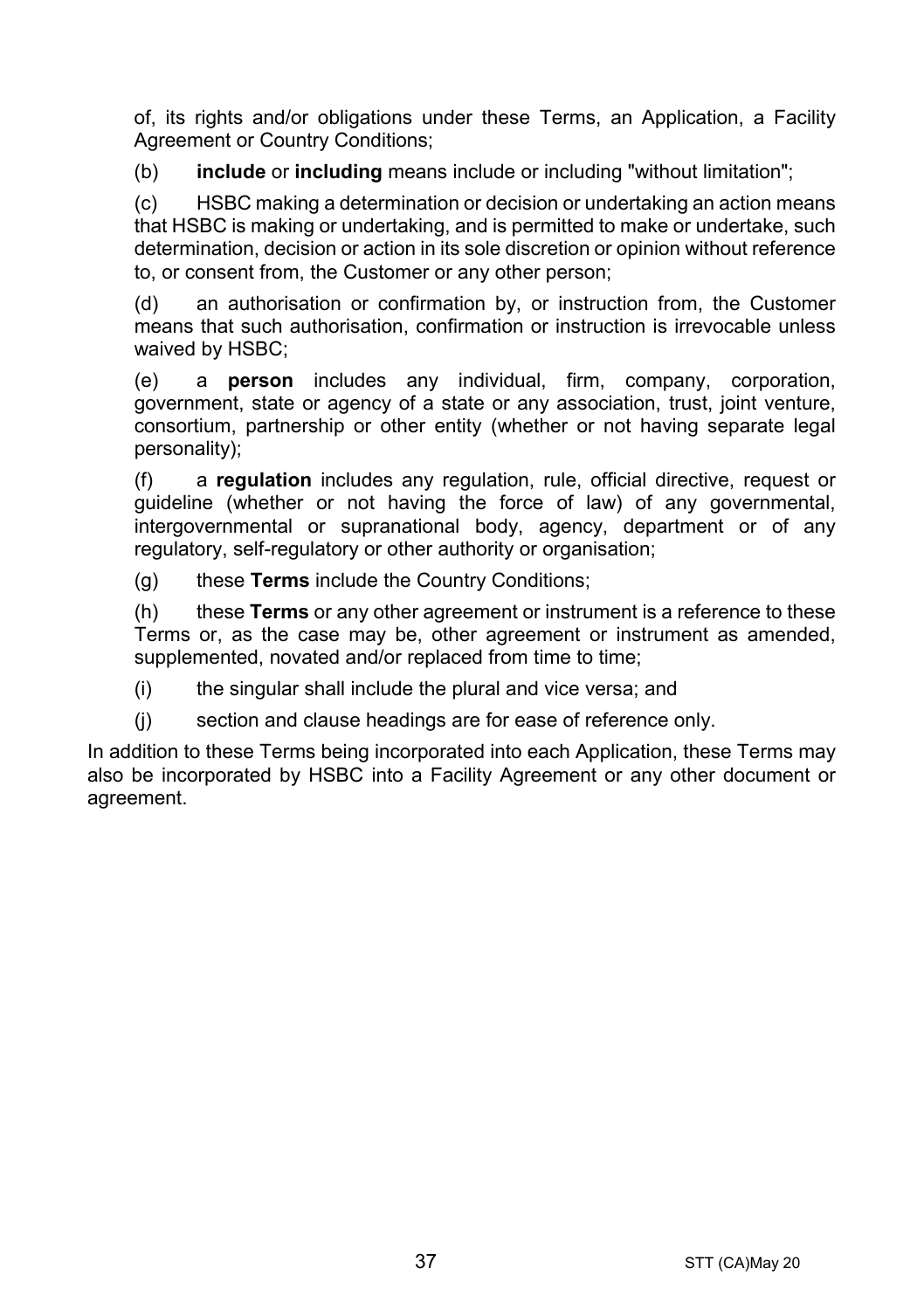of, its rights and/or obligations under these Terms, an Application, a Facility Agreement or Country Conditions;

(b) **include** or **including** means include or including "without limitation";

(c) HSBC making a determination or decision or undertaking an action means that HSBC is making or undertaking, and is permitted to make or undertake, such determination, decision or action in its sole discretion or opinion without reference to, or consent from, the Customer or any other person;

(d) an authorisation or confirmation by, or instruction from, the Customer means that such authorisation, confirmation or instruction is irrevocable unless waived by HSBC;

(e) a **person** includes any individual, firm, company, corporation, government, state or agency of a state or any association, trust, joint venture, consortium, partnership or other entity (whether or not having separate legal personality);

(f) a **regulation** includes any regulation, rule, official directive, request or guideline (whether or not having the force of law) of any governmental, intergovernmental or supranational body, agency, department or of any regulatory, self-regulatory or other authority or organisation;

(g) these **Terms** include the Country Conditions;

(h) these **Terms** or any other agreement or instrument is a reference to these Terms or, as the case may be, other agreement or instrument as amended, supplemented, novated and/or replaced from time to time;

(i) the singular shall include the plural and vice versa; and

(j) section and clause headings are for ease of reference only.

In addition to these Terms being incorporated into each Application, these Terms may also be incorporated by HSBC into a Facility Agreement or any other document or agreement.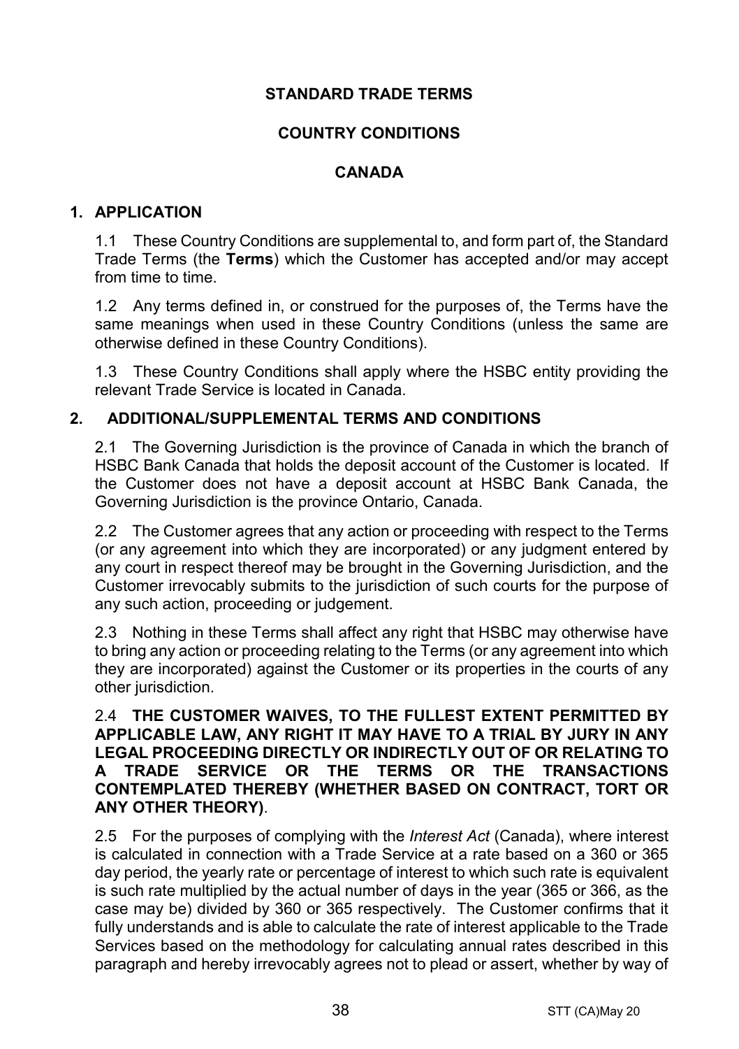**STANDARD TRADE TERMS**

**COUNTRY CONDITIONS**

**CANADA**

## 1. APPLICATION

1.1 These Country Conditions are supplemental to, and form part of, the Standard Trade Terms (the **Terms**) which the Customer has accepted and/or may accept from time to time.

1.2 Any terms defined in, or construed for the purposes of, the Terms have the same meanings when used in these Country Conditions (unless the same are otherwise defined in these Country Conditions).

1.3 These Country Conditions shall apply where the HSBC entity providing the relevant Trade Service is located in Canada.

## 2. ADDITIONAL/SUPPLEMENTAL TERMS AND CONDITIONS

2.1 The Governing Jurisdiction is the province of Canada in which the branch of HSBC Bank Canada that holds the deposit account of the Customer is located. If the Customer does not have a deposit account at HSBC Bank Canada, the Governing Jurisdiction is the province Ontario, Canada.

2.2 The Customer agrees that any action or proceeding with respect to the Terms (or any agreement into which they are incorporated) or any judgment entered by any court in respect thereof may be brought in the Governing Jurisdiction, and the Customer irrevocably submits to the jurisdiction of such courts for the purpose of any such action, proceeding or judgement.

2.3 Nothing in these Terms shall affect any right that HSBC may otherwise have to bring any action or proceeding relating to the Terms (or any agreement into which they are incorporated) against the Customer or its properties in the courts of any other jurisdiction.

2.4 **THE CUSTOMER WAIVES, TO THE FULLEST EXTENT PERMITTED BY APPLICABLE LAW, ANY RIGHT IT MAY HAVE TO A TRIAL BY JURY IN ANY LEGAL PROCEEDING DIRECTLY OR INDIRECTLY OUT OF OR RELATING TO A TRADE SERVICE OR THE TERMS OR THE TRANSACTIONS CONTEMPLATED THEREBY (WHETHER BASED ON CONTRACT, TORT OR ANY OTHER THEORY)**.

2.5 For the purposes of complying with the *Interest Act* (Canada), where interest is calculated in connection with a Trade Service at a rate based on a 360 or 365 day period, the yearly rate or percentage of interest to which such rate is equivalent is such rate multiplied by the actual number of days in the year (365 or 366, as the case may be) divided by 360 or 365 respectively. The Customer confirms that it fully understands and is able to calculate the rate of interest applicable to the Trade Services based on the methodology for calculating annual rates described in this paragraph and hereby irrevocably agrees not to plead or assert, whether by way of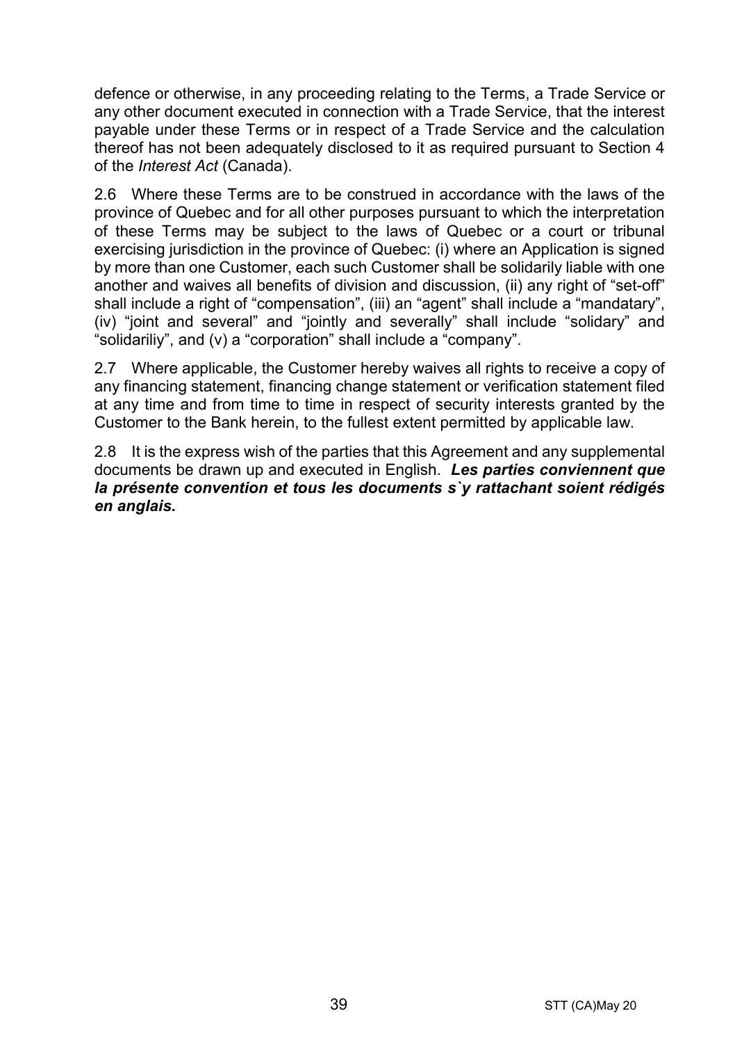defence or otherwise, in any proceeding relating to the Terms, a Trade Service or any other document executed in connection with a Trade Service, that the interest payable under these Terms or in respect of a Trade Service and the calculation thereof has not been adequately disclosed to it as required pursuant to Section 4 of the *Interest Act* (Canada).

2.6 Where these Terms are to be construed in accordance with the laws of the province of Quebec and for all other purposes pursuant to which the interpretation of these Terms may be subject to the laws of Quebec or a court or tribunal exercising jurisdiction in the province of Quebec: (i) where an Application is signed by more than one Customer, each such Customer shall be solidarily liable with one another and waives all benefits of division and discussion, (ii) any right of "set-off" shall include a right of "compensation", (iii) an "agent" shall include a "mandatary", (iv) "joint and several" and "jointly and severally" shall include "solidary" and "solidariliy", and (v) a "corporation" shall include a "company".

2.7 Where applicable, the Customer hereby waives all rights to receive a copy of any financing statement, financing change statement or verification statement filed at any time and from time to time in respect of security interests granted by the Customer to the Bank herein, to the fullest extent permitted by applicable law.

2.8 It is the express wish of the parties that this Agreement and any supplemental documents be drawn up and executed in English. ***Les parties conviennent que la présente convention et tous les documents s`y rattachant soient rédigés en anglais.***